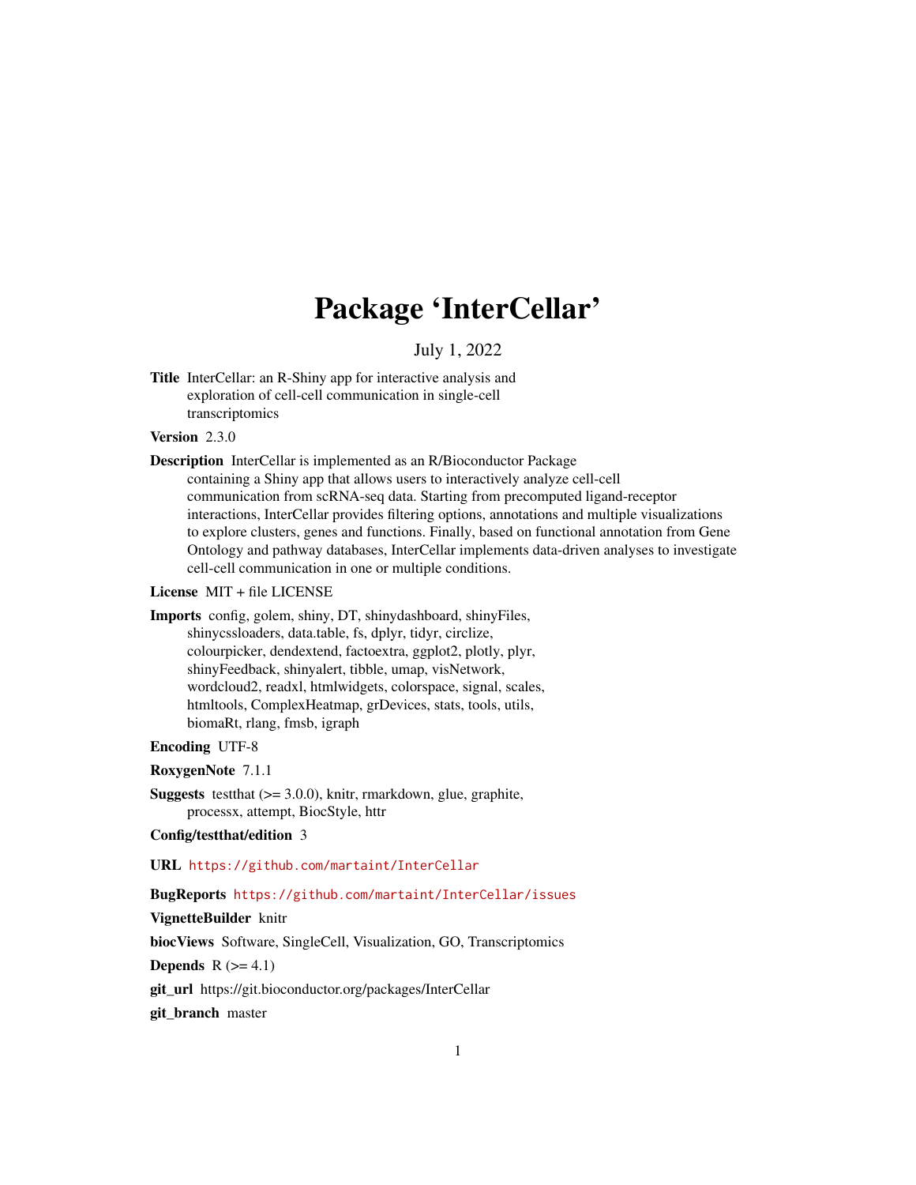# Package 'InterCellar'

July 1, 2022

**Title** InterCellar: an R-Shiny app for interactive analysis and exploration of cell-cell communication in single-cell transcriptomics

**Version** 2.3.0

**Description** InterCellar is implemented as an R/Bioconductor Package containing a Shiny app that allows users to interactively analyze cell-cell communication from scRNA-seq data. Starting from precomputed ligand-receptor interactions, InterCellar provides filtering options, annotations and multiple visualizations to explore clusters, genes and functions. Finally, based on functional annotation from Gene Ontology and pathway databases, InterCellar implements data-driven analyses to investigate cell-cell communication in one or multiple conditions.

**License** MIT + file LICENSE

**Imports** config, golem, shiny, DT, shinydashboard, shinyFiles, shinycssloaders, data.table, fs, dplyr, tidyr, circlize, colourpicker, dendextend, factoextra, ggplot2, plotly, plyr, shinyFeedback, shinyalert, tibble, umap, visNetwork, wordcloud2, readxl, htmlwidgets, colorspace, signal, scales, htmltools, ComplexHeatmap, grDevices, stats, tools, utils, biomaRt, rlang, fmsb, igraph

**Encoding** UTF-8

**RoxygenNote** 7.1.1

**Suggests** testthat (>= 3.0.0), knitr, rmarkdown, glue, graphite, processx, attempt, BiocStyle, httr

**Config/testthat/edition** 3

**URL** https://github.com/martaint/InterCellar

**BugReports** https://github.com/martaint/InterCellar/issues

**VignetteBuilder** knitr

**biocViews** Software, SingleCell, Visualization, GO, Transcriptomics

**Depends** R (>= 4.1)

**git_url** https://git.bioconductor.org/packages/InterCellar

**git_branch** master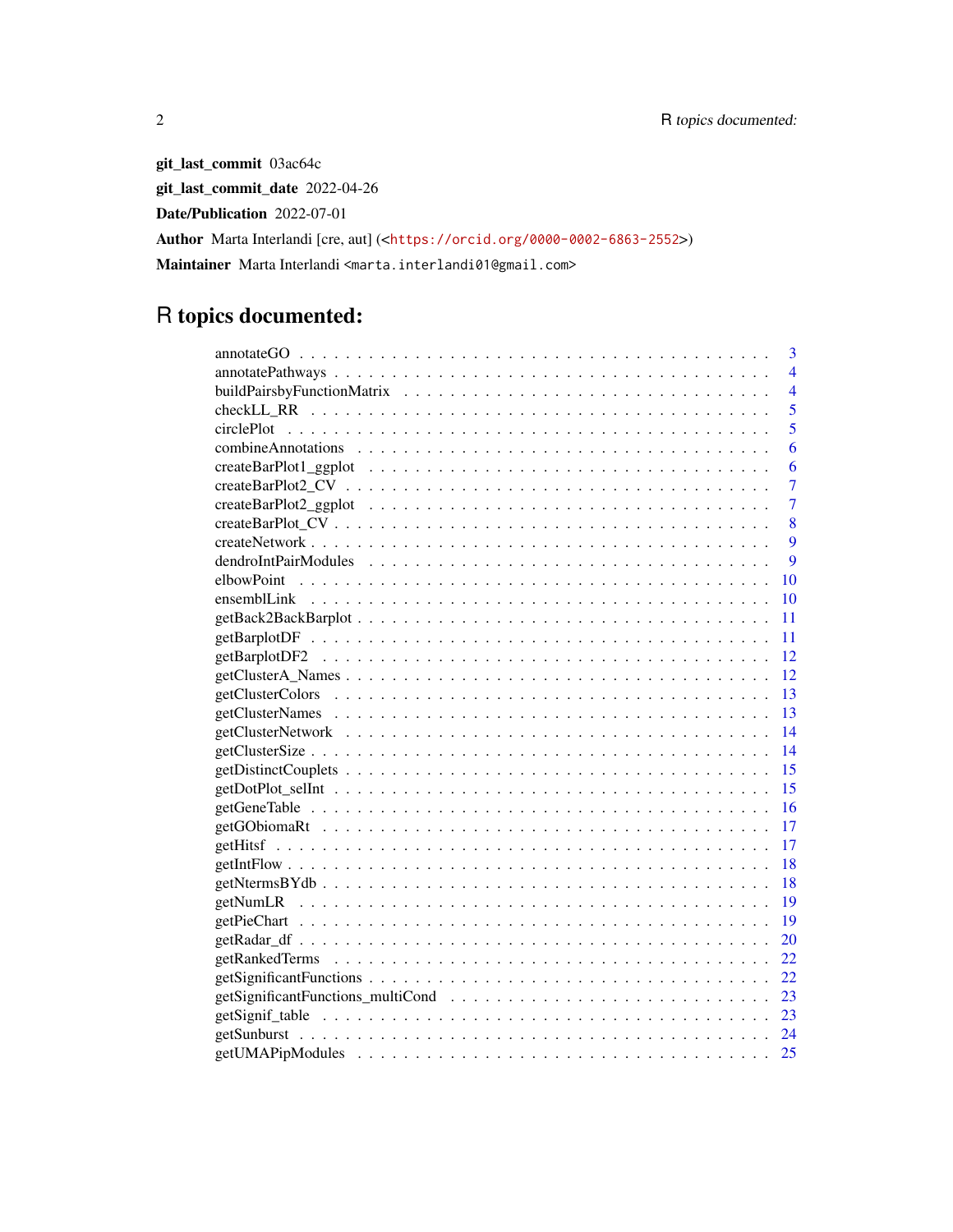**git_last_commit** 03ac64c

**git_last_commit_date** 2022-04-26

**Date/Publication** 2022-07-01

**Author** Marta Interlandi [cre, aut] (<https://orcid.org/0000-0002-6863-2552>)

**Maintainer** Marta Interlandi <marta.interlandi01@gmail.com>

# R topics documented:

annotateGO . . . . . . . . . . . . . . . . . . . . . . . . . . . . . . . . . . . . . . . . . . . 3
annotatePathways . . . . . . . . . . . . . . . . . . . . . . . . . . . . . . . . . . . . . . . . 4
buildPairsbyFunctionMatrix . . . . . . . . . . . . . . . . . . . . . . . . . . . . . . . . . . 4
checkLL_RR . . . . . . . . . . . . . . . . . . . . . . . . . . . . . . . . . . . . . . . . . . 5
circlePlot . . . . . . . . . . . . . . . . . . . . . . . . . . . . . . . . . . . . . . . . . . . 5
combineAnnotations . . . . . . . . . . . . . . . . . . . . . . . . . . . . . . . . . . . . . . 6
createBarPlot1_ggplot . . . . . . . . . . . . . . . . . . . . . . . . . . . . . . . . . . . . . 6
createBarPlot2_CV . . . . . . . . . . . . . . . . . . . . . . . . . . . . . . . . . . . . . . . 7
createBarPlot2_ggplot . . . . . . . . . . . . . . . . . . . . . . . . . . . . . . . . . . . . . 7
createBarPlot_CV . . . . . . . . . . . . . . . . . . . . . . . . . . . . . . . . . . . . . . . 8
createNetwork . . . . . . . . . . . . . . . . . . . . . . . . . . . . . . . . . . . . . . . . . 9
dendroIntPairModules . . . . . . . . . . . . . . . . . . . . . . . . . . . . . . . . . . . . . 9
elbowPoint . . . . . . . . . . . . . . . . . . . . . . . . . . . . . . . . . . . . . . . . . . 10
ensemblLink . . . . . . . . . . . . . . . . . . . . . . . . . . . . . . . . . . . . . . . . . . 10
getBack2BackBarplot . . . . . . . . . . . . . . . . . . . . . . . . . . . . . . . . . . . . . 11
getBarplotDF . . . . . . . . . . . . . . . . . . . . . . . . . . . . . . . . . . . . . . . . . 11
getBarplotDF2 . . . . . . . . . . . . . . . . . . . . . . . . . . . . . . . . . . . . . . . . 12
getClusterA_Names . . . . . . . . . . . . . . . . . . . . . . . . . . . . . . . . . . . . . . 12
getClusterColors . . . . . . . . . . . . . . . . . . . . . . . . . . . . . . . . . . . . . . . 13
getClusterNames . . . . . . . . . . . . . . . . . . . . . . . . . . . . . . . . . . . . . . . 13
getClusterNetwork . . . . . . . . . . . . . . . . . . . . . . . . . . . . . . . . . . . . . . 14
getClusterSize . . . . . . . . . . . . . . . . . . . . . . . . . . . . . . . . . . . . . . . . 14
getDistinctCouplets . . . . . . . . . . . . . . . . . . . . . . . . . . . . . . . . . . . . . 15
getDotPlot_selInt . . . . . . . . . . . . . . . . . . . . . . . . . . . . . . . . . . . . . . 15
getGeneTable . . . . . . . . . . . . . . . . . . . . . . . . . . . . . . . . . . . . . . . . 16
getGObiomaRt . . . . . . . . . . . . . . . . . . . . . . . . . . . . . . . . . . . . . . . . 17
getHitsf . . . . . . . . . . . . . . . . . . . . . . . . . . . . . . . . . . . . . . . . . . . 17
getIntFlow . . . . . . . . . . . . . . . . . . . . . . . . . . . . . . . . . . . . . . . . . . 18
getNtermsBYdb . . . . . . . . . . . . . . . . . . . . . . . . . . . . . . . . . . . . . . . 18
getNumLR . . . . . . . . . . . . . . . . . . . . . . . . . . . . . . . . . . . . . . . . . . 19
getPieChart . . . . . . . . . . . . . . . . . . . . . . . . . . . . . . . . . . . . . . . . . 19
getRadar_df . . . . . . . . . . . . . . . . . . . . . . . . . . . . . . . . . . . . . . . . . 20
getRankedTerms . . . . . . . . . . . . . . . . . . . . . . . . . . . . . . . . . . . . . . . 22
getSignificantFunctions . . . . . . . . . . . . . . . . . . . . . . . . . . . . . . . . . . . 22
getSignificantFunctions_multiCond . . . . . . . . . . . . . . . . . . . . . . . . . . . . . 23
getSignif_table . . . . . . . . . . . . . . . . . . . . . . . . . . . . . . . . . . . . . . . 23
getSunburst . . . . . . . . . . . . . . . . . . . . . . . . . . . . . . . . . . . . . . . . . 24
getUMAPipModules . . . . . . . . . . . . . . . . . . . . . . . . . . . . . . . . . . . . . . 25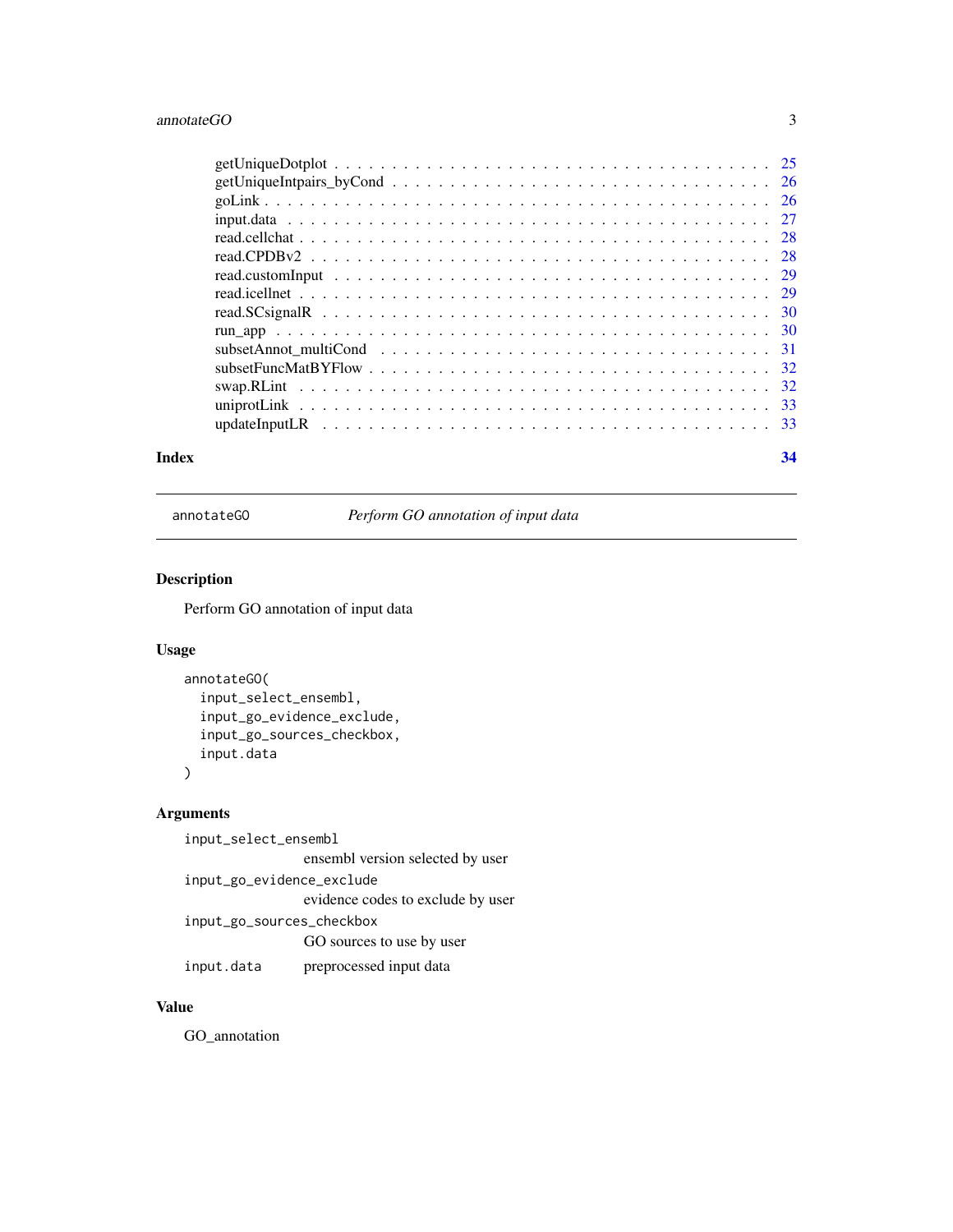getUniqueDotplot . . . . . . . . . . . . . . . . . . . . . . . . . . . . . . . . . . 25
getUniqueIntpairs_byCond . . . . . . . . . . . . . . . . . . . . . . . . . . . . . 26
goLink . . . . . . . . . . . . . . . . . . . . . . . . . . . . . . . . . . . . . . 26
input.data . . . . . . . . . . . . . . . . . . . . . . . . . . . . . . . . . . . . 27
read.cellchat . . . . . . . . . . . . . . . . . . . . . . . . . . . . . . . . . . . 28
read.CPDBv2 . . . . . . . . . . . . . . . . . . . . . . . . . . . . . . . . . . . 28
read.customInput . . . . . . . . . . . . . . . . . . . . . . . . . . . . . . . . . 29
read.icellnet . . . . . . . . . . . . . . . . . . . . . . . . . . . . . . . . . . . 29
read.SCsignalR . . . . . . . . . . . . . . . . . . . . . . . . . . . . . . . . . . 30
run_app . . . . . . . . . . . . . . . . . . . . . . . . . . . . . . . . . . . . . . 30
subsetAnnot_multiCond . . . . . . . . . . . . . . . . . . . . . . . . . . . . . . 31
subsetFuncMatBYFlow . . . . . . . . . . . . . . . . . . . . . . . . . . . . . . . 32
swap.RLint . . . . . . . . . . . . . . . . . . . . . . . . . . . . . . . . . . . . 32
uniprotLink . . . . . . . . . . . . . . . . . . . . . . . . . . . . . . . . . . . . 33
updateInputLR . . . . . . . . . . . . . . . . . . . . . . . . . . . . . . . . . . . 33

**Index** **34**

---

`annotateGO` *Perform GO annotation of input data*

---

## Description

Perform GO annotation of input data

## Usage

```
annotateGO(
  input_select_ensembl,
  input_go_evidence_exclude,
  input_go_sources_checkbox,
  input.data
)
```

## Arguments

| | |
|---|---|
| `input_select_ensembl` | ensembl version selected by user |
| `input_go_evidence_exclude` | evidence codes to exclude by user |
| `input_go_sources_checkbox` | GO sources to use by user |
| `input.data` | preprocessed input data |

## Value

GO_annotation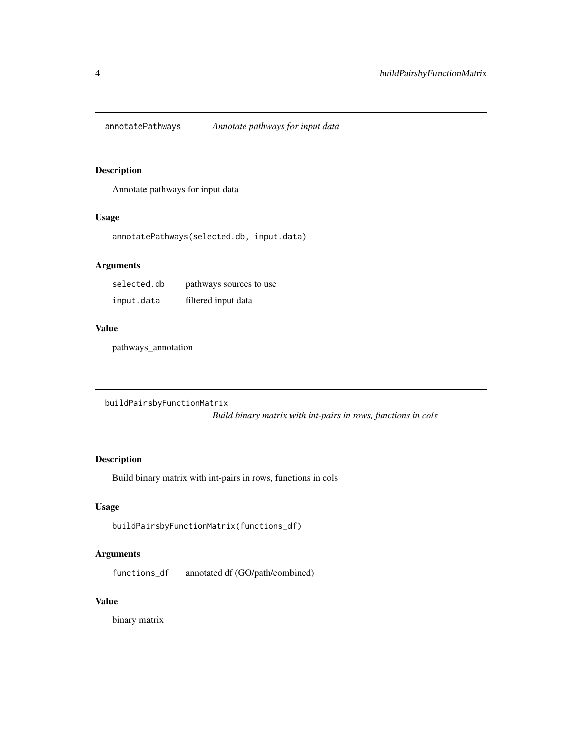## annotatePathways *Annotate pathways for input data*

### Description

Annotate pathways for input data

### Usage

```
annotatePathways(selected.db, input.data)
```

### Arguments

| | |
|---|---|
| `selected.db` | pathways sources to use |
| `input.data` | filtered input data |

### Value

pathways_annotation

## buildPairsbyFunctionMatrix *Build binary matrix with int-pairs in rows, functions in cols*

### Description

Build binary matrix with int-pairs in rows, functions in cols

### Usage

```
buildPairsbyFunctionMatrix(functions_df)
```

### Arguments

| | |
|---|---|
| `functions_df` | annotated df (GO/path/combined) |

### Value

binary matrix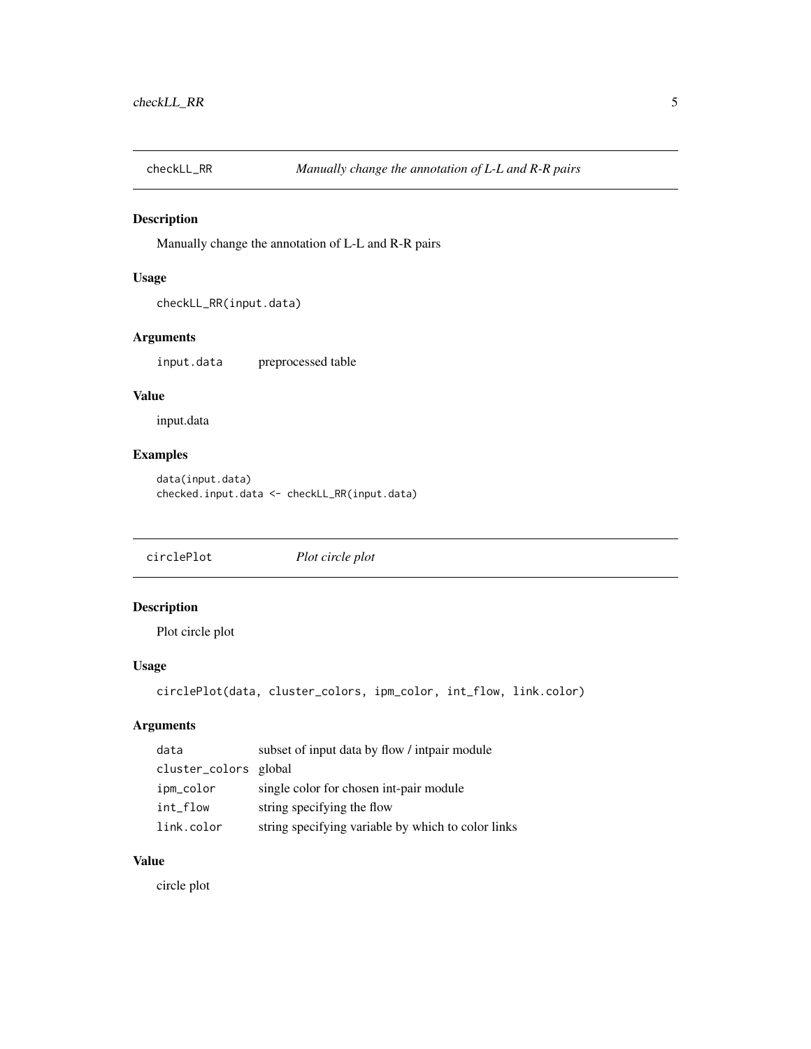## checkLL_RR — *Manually change the annotation of L-L and R-R pairs*

### Description

Manually change the annotation of L-L and R-R pairs

### Usage

```
checkLL_RR(input.data)
```

### Arguments

| | |
|---|---|
| input.data | preprocessed table |

### Value

input.data

### Examples

```
data(input.data)
checked.input.data <- checkLL_RR(input.data)
```

## circlePlot — *Plot circle plot*

### Description

Plot circle plot

### Usage

```
circlePlot(data, cluster_colors, ipm_color, int_flow, link.color)
```

### Arguments

| | |
|---|---|
| data | subset of input data by flow / intpair module |
| cluster_colors | global |
| ipm_color | single color for chosen int-pair module |
| int_flow | string specifying the flow |
| link.color | string specifying variable by which to color links |

### Value

circle plot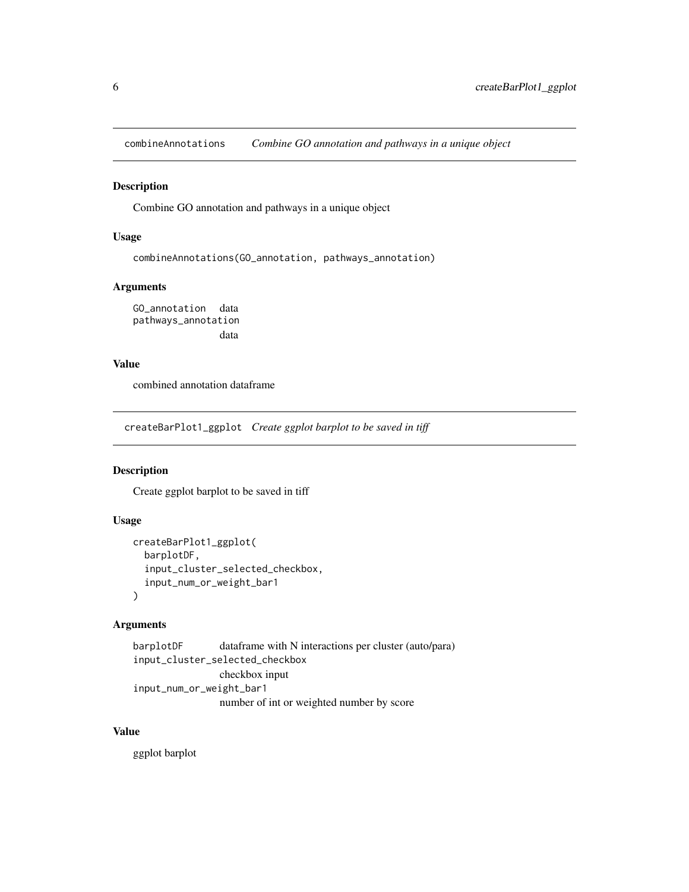## combineAnnotations *Combine GO annotation and pathways in a unique object*

### Description

Combine GO annotation and pathways in a unique object

### Usage

```
combineAnnotations(GO_annotation, pathways_annotation)
```

### Arguments

| | |
|---|---|
| GO_annotation | data |
| pathways_annotation | data |

### Value

combined annotation dataframe

## createBarPlot1_ggplot *Create ggplot barplot to be saved in tiff*

### Description

Create ggplot barplot to be saved in tiff

### Usage

```
createBarPlot1_ggplot(
  barplotDF,
  input_cluster_selected_checkbox,
  input_num_or_weight_bar1
)
```

### Arguments

| | |
|---|---|
| barplotDF | dataframe with N interactions per cluster (auto/para) |
| input_cluster_selected_checkbox | checkbox input |
| input_num_or_weight_bar1 | number of int or weighted number by score |

### Value

ggplot barplot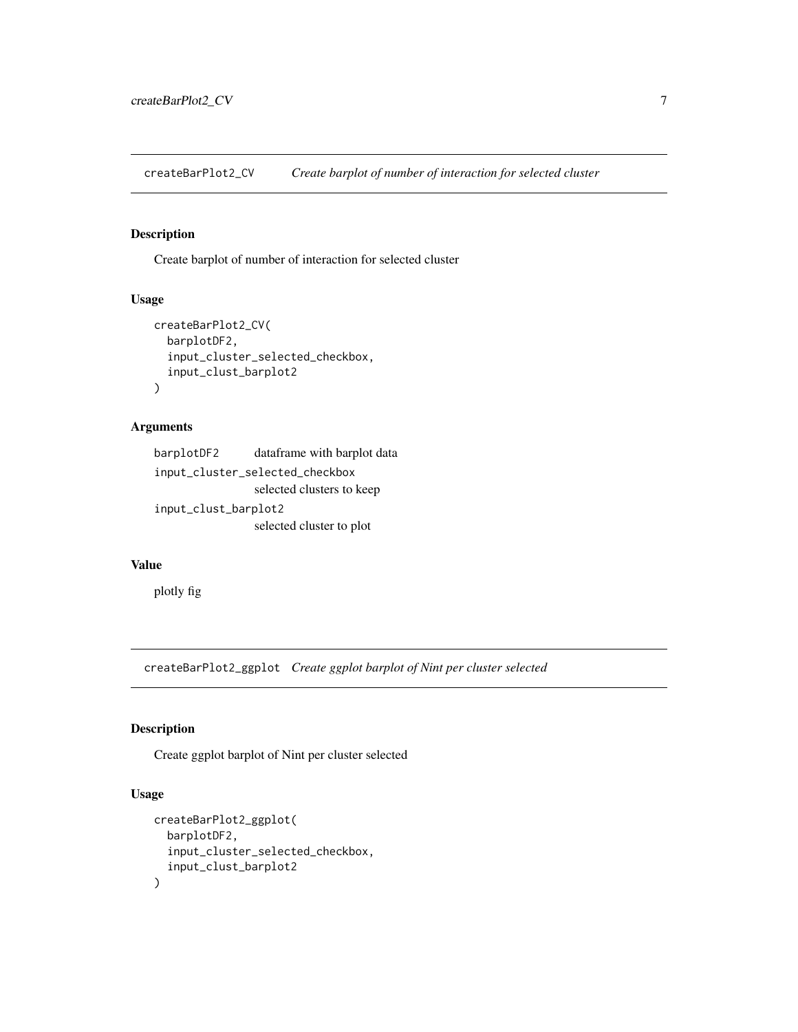## createBarPlot2_CV *Create barplot of number of interaction for selected cluster*

### Description

Create barplot of number of interaction for selected cluster

### Usage

```
createBarPlot2_CV(
  barplotDF2,
  input_cluster_selected_checkbox,
  input_clust_barplot2
)
```

### Arguments

| | |
|---|---|
| `barplotDF2` | dataframe with barplot data |
| `input_cluster_selected_checkbox` | selected clusters to keep |
| `input_clust_barplot2` | selected cluster to plot |

### Value

plotly fig

## createBarPlot2_ggplot *Create ggplot barplot of Nint per cluster selected*

### Description

Create ggplot barplot of Nint per cluster selected

### Usage

```
createBarPlot2_ggplot(
  barplotDF2,
  input_cluster_selected_checkbox,
  input_clust_barplot2
)
```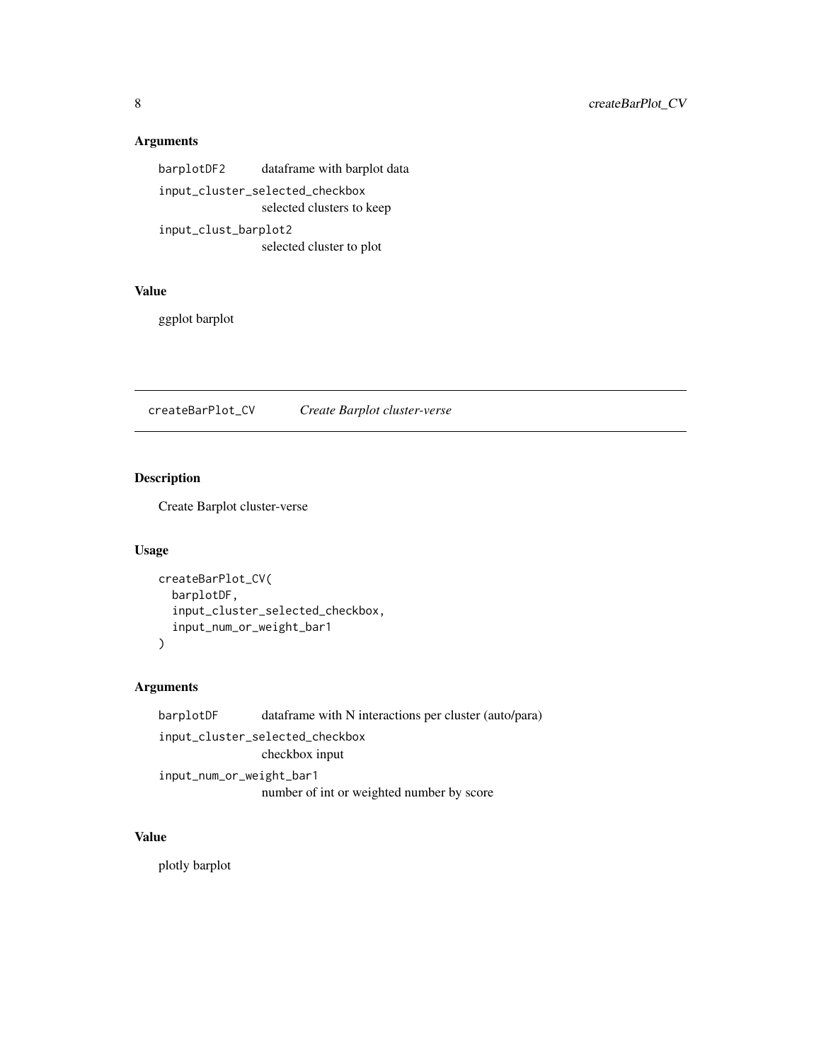## Arguments

| | |
|---|---|
| `barplotDF2` | dataframe with barplot data |
| `input_cluster_selected_checkbox` | selected clusters to keep |
| `input_clust_barplot2` | selected cluster to plot |

## Value

ggplot barplot

---

# createBarPlot_CV — *Create Barplot cluster-verse*

## Description

Create Barplot cluster-verse

## Usage

```
createBarPlot_CV(
  barplotDF,
  input_cluster_selected_checkbox,
  input_num_or_weight_bar1
)
```

## Arguments

| | |
|---|---|
| `barplotDF` | dataframe with N interactions per cluster (auto/para) |
| `input_cluster_selected_checkbox` | checkbox input |
| `input_num_or_weight_bar1` | number of int or weighted number by score |

## Value

plotly barplot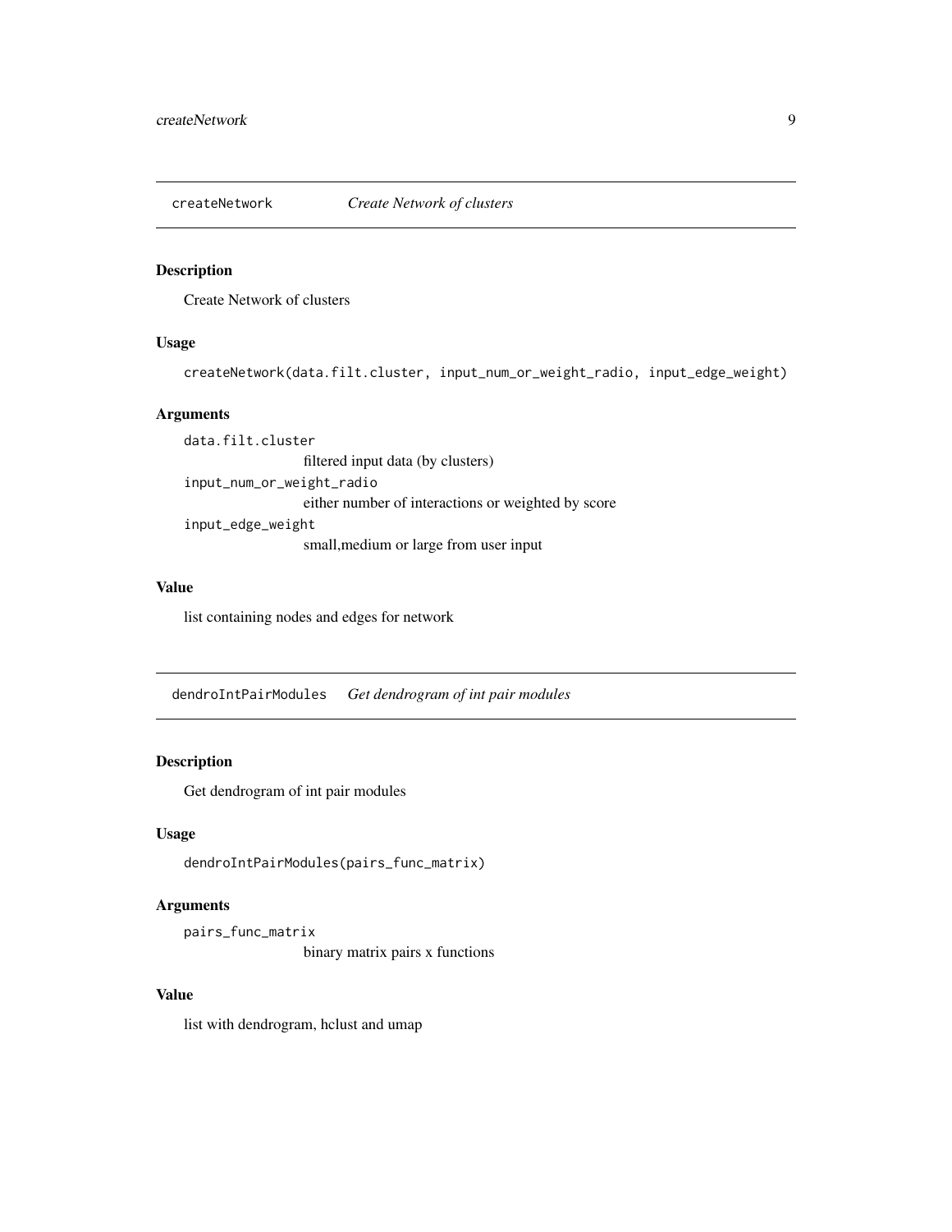## createNetwork *Create Network of clusters*

### Description

Create Network of clusters

### Usage

```
createNetwork(data.filt.cluster, input_num_or_weight_radio, input_edge_weight)
```

### Arguments

`data.filt.cluster`
: filtered input data (by clusters)

`input_num_or_weight_radio`
: either number of interactions or weighted by score

`input_edge_weight`
: small,medium or large from user input

### Value

list containing nodes and edges for network

## dendroIntPairModules *Get dendrogram of int pair modules*

### Description

Get dendrogram of int pair modules

### Usage

```
dendroIntPairModules(pairs_func_matrix)
```

### Arguments

`pairs_func_matrix`
: binary matrix pairs x functions

### Value

list with dendrogram, hclust and umap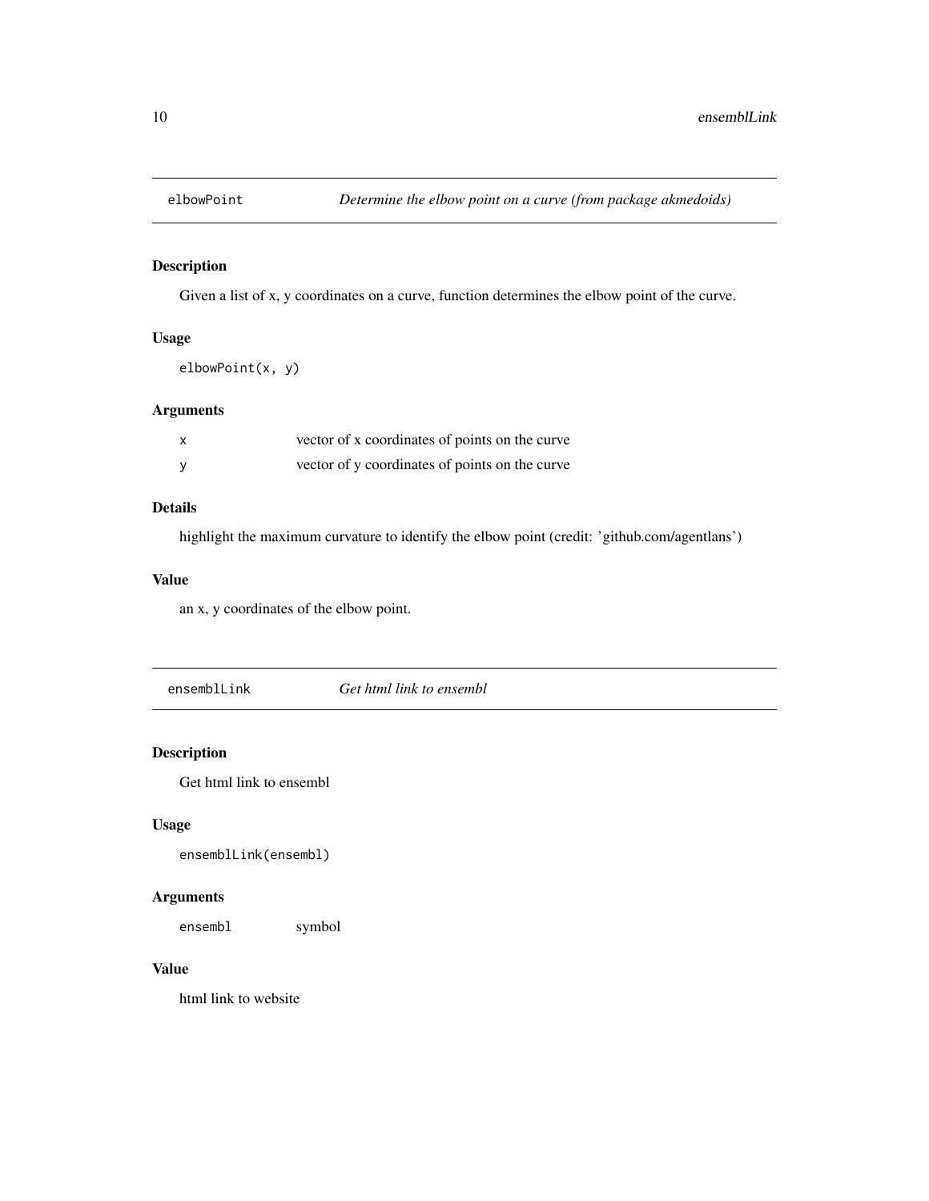## elbowPoint — *Determine the elbow point on a curve (from package akmedoids)*

### Description

Given a list of x, y coordinates on a curve, function determines the elbow point of the curve.

### Usage

```
elbowPoint(x, y)
```

### Arguments

| | |
|---|---|
| x | vector of x coordinates of points on the curve |
| y | vector of y coordinates of points on the curve |

### Details

highlight the maximum curvature to identify the elbow point (credit: 'github.com/agentlans')

### Value

an x, y coordinates of the elbow point.

## ensemblLink — *Get html link to ensembl*

### Description

Get html link to ensembl

### Usage

```
ensemblLink(ensembl)
```

### Arguments

| | |
|---|---|
| ensembl | symbol |

### Value

html link to website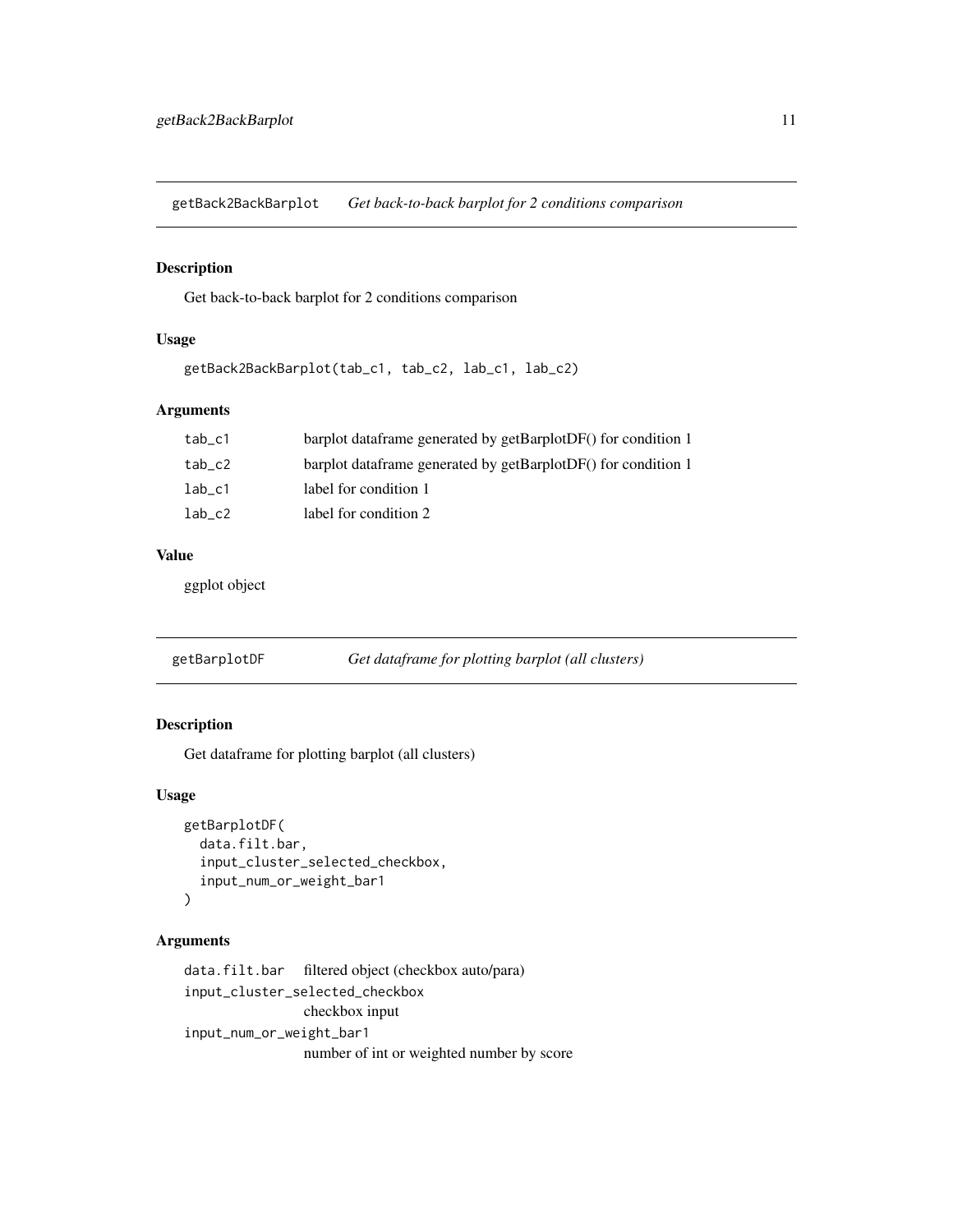## getBack2BackBarplot *Get back-to-back barplot for 2 conditions comparison*

### Description

Get back-to-back barplot for 2 conditions comparison

### Usage

```
getBack2BackBarplot(tab_c1, tab_c2, lab_c1, lab_c2)
```

### Arguments

| | |
|---|---|
| tab_c1 | barplot dataframe generated by getBarplotDF() for condition 1 |
| tab_c2 | barplot dataframe generated by getBarplotDF() for condition 1 |
| lab_c1 | label for condition 1 |
| lab_c2 | label for condition 2 |

### Value

ggplot object

## getBarplotDF *Get dataframe for plotting barplot (all clusters)*

### Description

Get dataframe for plotting barplot (all clusters)

### Usage

```
getBarplotDF(
  data.filt.bar,
  input_cluster_selected_checkbox,
  input_num_or_weight_bar1
)
```

### Arguments

| | |
|---|---|
| data.filt.bar | filtered object (checkbox auto/para) |
| input_cluster_selected_checkbox | checkbox input |
| input_num_or_weight_bar1 | number of int or weighted number by score |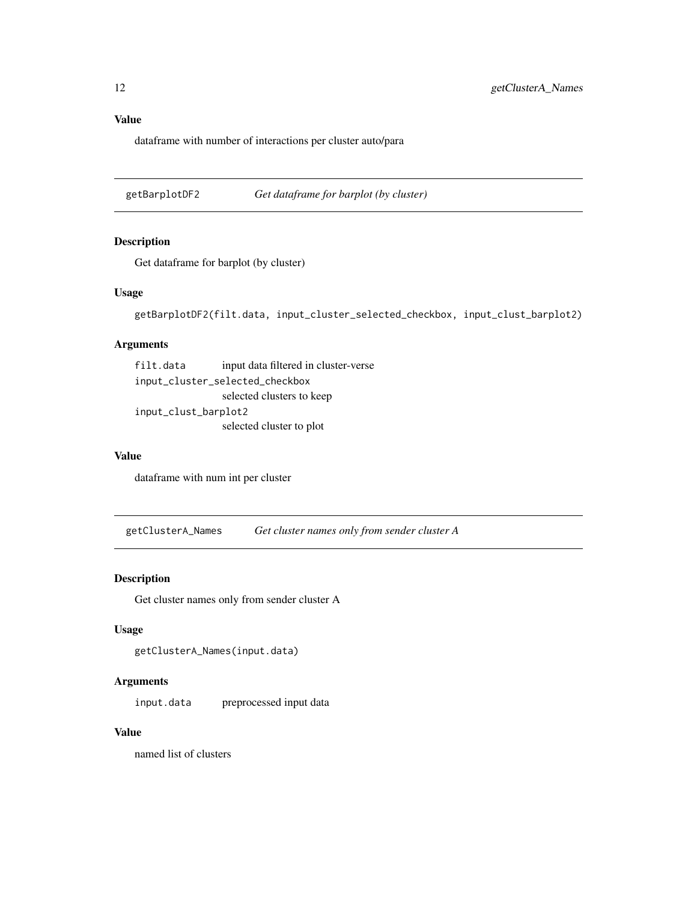### Value

dataframe with number of interactions per cluster auto/para

## getBarplotDF2 — *Get dataframe for barplot (by cluster)*

### Description

Get dataframe for barplot (by cluster)

### Usage

```
getBarplotDF2(filt.data, input_cluster_selected_checkbox, input_clust_barplot2)
```

### Arguments

| | |
|---|---|
| filt.data | input data filtered in cluster-verse |
| input_cluster_selected_checkbox | selected clusters to keep |
| input_clust_barplot2 | selected cluster to plot |

### Value

dataframe with num int per cluster

## getClusterA_Names — *Get cluster names only from sender cluster A*

### Description

Get cluster names only from sender cluster A

### Usage

```
getClusterA_Names(input.data)
```

### Arguments

| | |
|---|---|
| input.data | preprocessed input data |

### Value

named list of clusters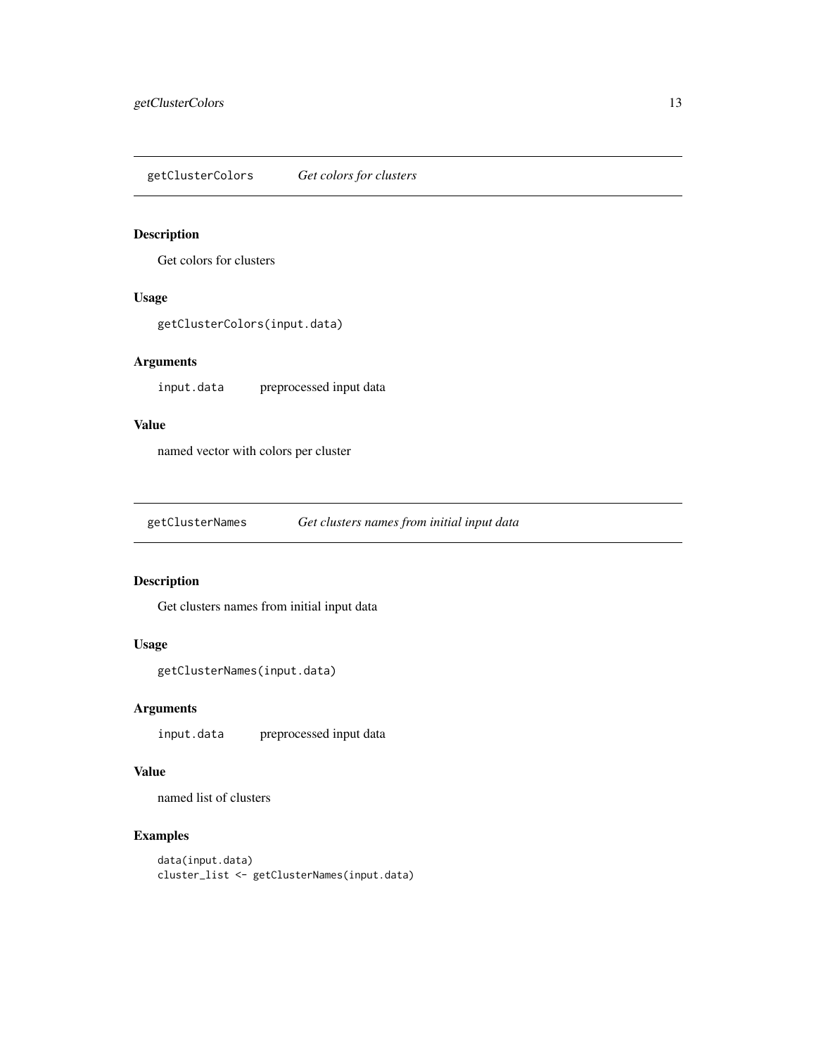## getClusterColors *Get colors for clusters*

### Description

Get colors for clusters

### Usage

```
getClusterColors(input.data)
```

### Arguments

| | |
|---|---|
| `input.data` | preprocessed input data |

### Value

named vector with colors per cluster

## getClusterNames *Get clusters names from initial input data*

### Description

Get clusters names from initial input data

### Usage

```
getClusterNames(input.data)
```

### Arguments

| | |
|---|---|
| `input.data` | preprocessed input data |

### Value

named list of clusters

### Examples

```
data(input.data)
cluster_list <- getClusterNames(input.data)
```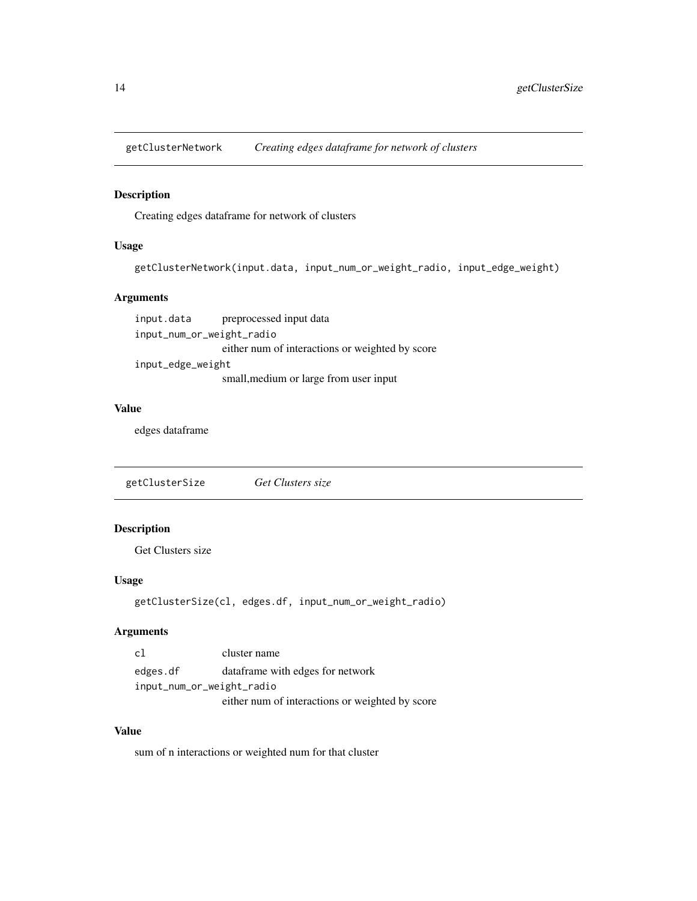## getClusterNetwork *Creating edges dataframe for network of clusters*

### Description

Creating edges dataframe for network of clusters

### Usage

```
getClusterNetwork(input.data, input_num_or_weight_radio, input_edge_weight)
```

### Arguments

| | |
|---|---|
| input.data | preprocessed input data |
| input_num_or_weight_radio | either num of interactions or weighted by score |
| input_edge_weight | small,medium or large from user input |

### Value

edges dataframe

## getClusterSize *Get Clusters size*

### Description

Get Clusters size

### Usage

```
getClusterSize(cl, edges.df, input_num_or_weight_radio)
```

### Arguments

| | |
|---|---|
| cl | cluster name |
| edges.df | dataframe with edges for network |
| input_num_or_weight_radio | either num of interactions or weighted by score |

### Value

sum of n interactions or weighted num for that cluster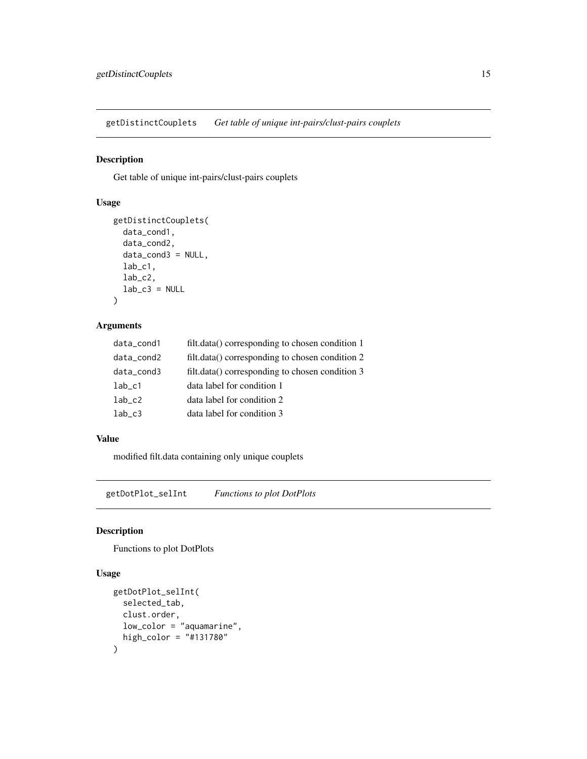## getDistinctCouplets *Get table of unique int-pairs/clust-pairs couplets*

### Description

Get table of unique int-pairs/clust-pairs couplets

### Usage

```
getDistinctCouplets(
  data_cond1,
  data_cond2,
  data_cond3 = NULL,
  lab_c1,
  lab_c2,
  lab_c3 = NULL
)
```

### Arguments

| | |
|---|---|
| data_cond1 | filt.data() corresponding to chosen condition 1 |
| data_cond2 | filt.data() corresponding to chosen condition 2 |
| data_cond3 | filt.data() corresponding to chosen condition 3 |
| lab_c1 | data label for condition 1 |
| lab_c2 | data label for condition 2 |
| lab_c3 | data label for condition 3 |

### Value

modified filt.data containing only unique couplets

## getDotPlot_selInt *Functions to plot DotPlots*

### Description

Functions to plot DotPlots

### Usage

```
getDotPlot_selInt(
  selected_tab,
  clust.order,
  low_color = "aquamarine",
  high_color = "#131780"
)
```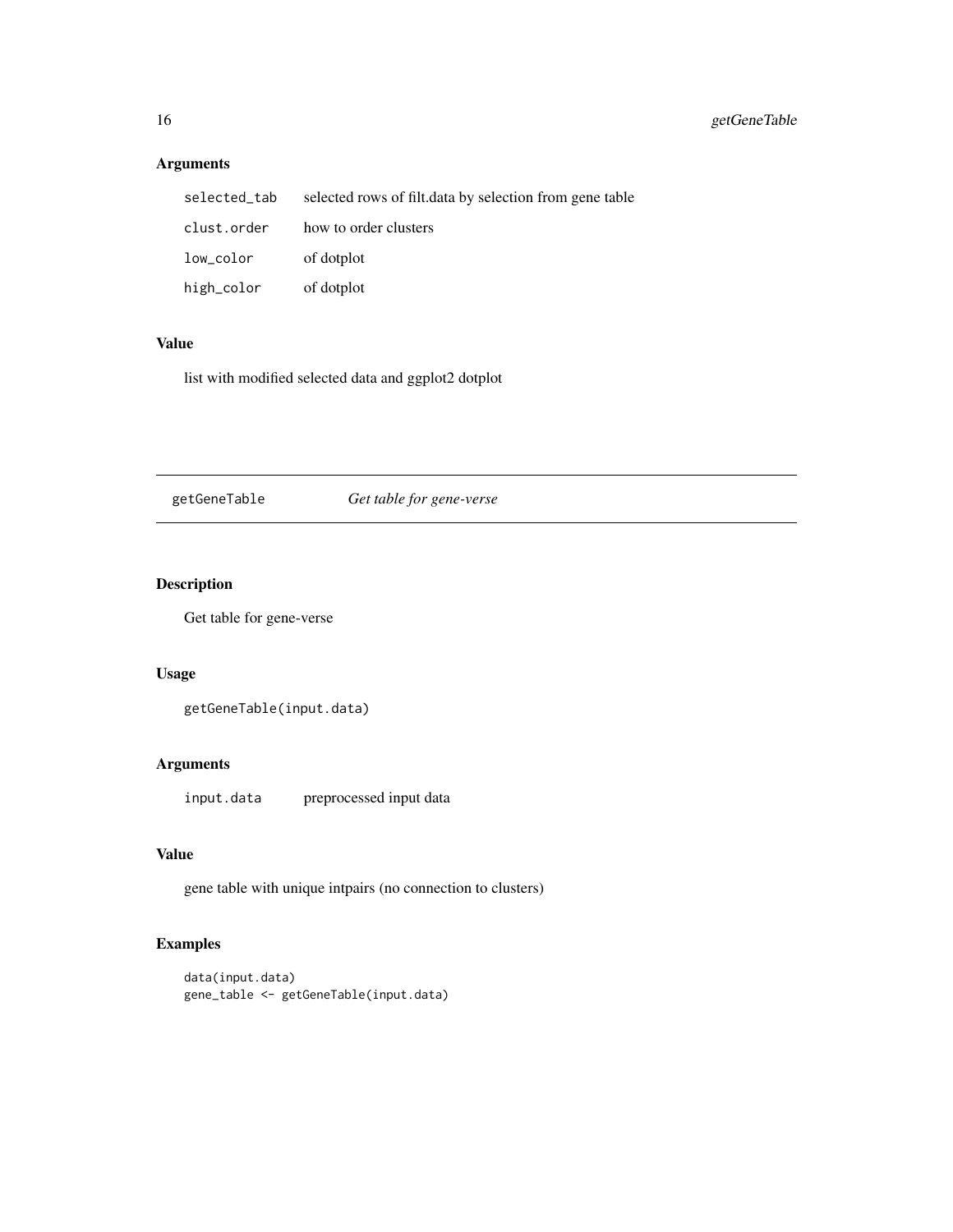## Arguments

| | |
|---|---|
| selected_tab | selected rows of filt.data by selection from gene table |
| clust.order | how to order clusters |
| low_color | of dotplot |
| high_color | of dotplot |

## Value

list with modified selected data and ggplot2 dotplot

---

# getGeneTable *Get table for gene-verse*

---

## Description

Get table for gene-verse

## Usage

```
getGeneTable(input.data)
```

## Arguments

| | |
|---|---|
| input.data | preprocessed input data |

## Value

gene table with unique intpairs (no connection to clusters)

## Examples

```
data(input.data)
gene_table <- getGeneTable(input.data)
```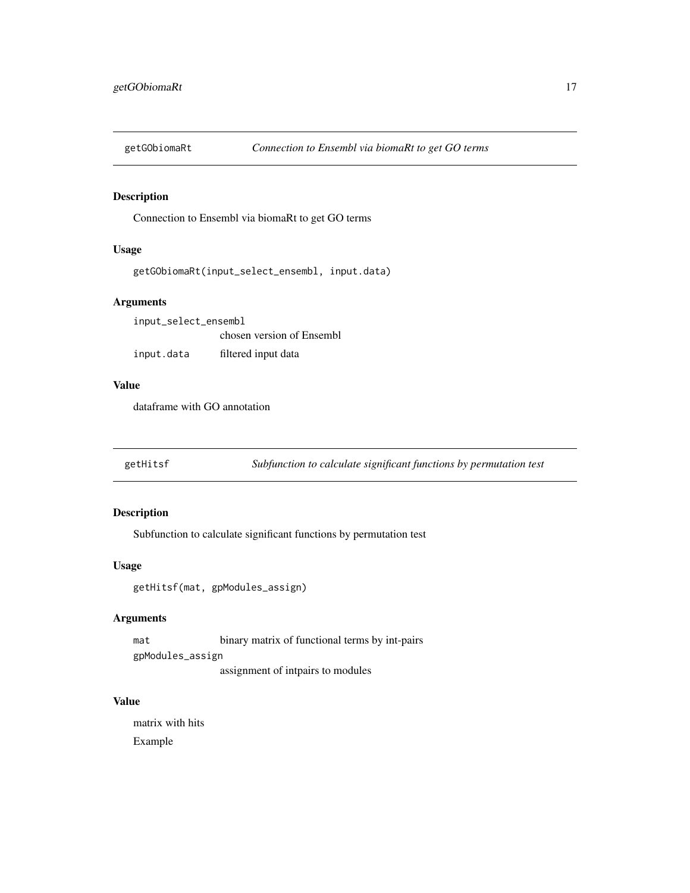## getGObiomaRt — *Connection to Ensembl via biomaRt to get GO terms*

### Description

Connection to Ensembl via biomaRt to get GO terms

### Usage

```
getGObiomaRt(input_select_ensembl, input.data)
```

### Arguments

| | |
|---|---|
| `input_select_ensembl` | chosen version of Ensembl |
| `input.data` | filtered input data |

### Value

dataframe with GO annotation

## getHitsf — *Subfunction to calculate significant functions by permutation test*

### Description

Subfunction to calculate significant functions by permutation test

### Usage

```
getHitsf(mat, gpModules_assign)
```

### Arguments

| | |
|---|---|
| `mat` | binary matrix of functional terms by int-pairs |
| `gpModules_assign` | assignment of intpairs to modules |

### Value

matrix with hits

Example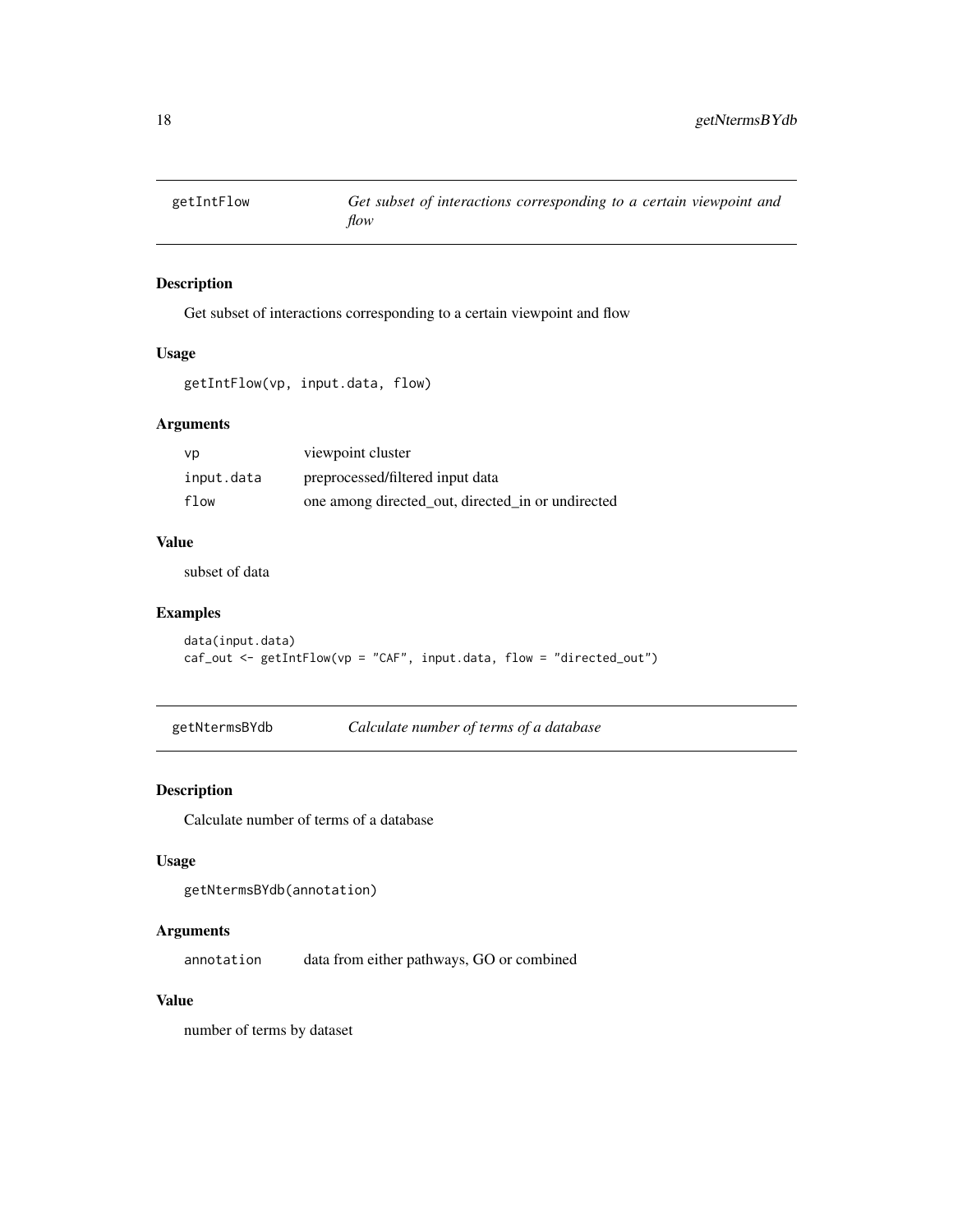## getIntFlow — *Get subset of interactions corresponding to a certain viewpoint and flow*

### Description

Get subset of interactions corresponding to a certain viewpoint and flow

### Usage

```
getIntFlow(vp, input.data, flow)
```

### Arguments

| | |
|---|---|
| `vp` | viewpoint cluster |
| `input.data` | preprocessed/filtered input data |
| `flow` | one among directed_out, directed_in or undirected |

### Value

subset of data

### Examples

```
data(input.data)
caf_out <- getIntFlow(vp = "CAF", input.data, flow = "directed_out")
```

## getNtermsBYdb — *Calculate number of terms of a database*

### Description

Calculate number of terms of a database

### Usage

```
getNtermsBYdb(annotation)
```

### Arguments

| | |
|---|---|
| `annotation` | data from either pathways, GO or combined |

### Value

number of terms by dataset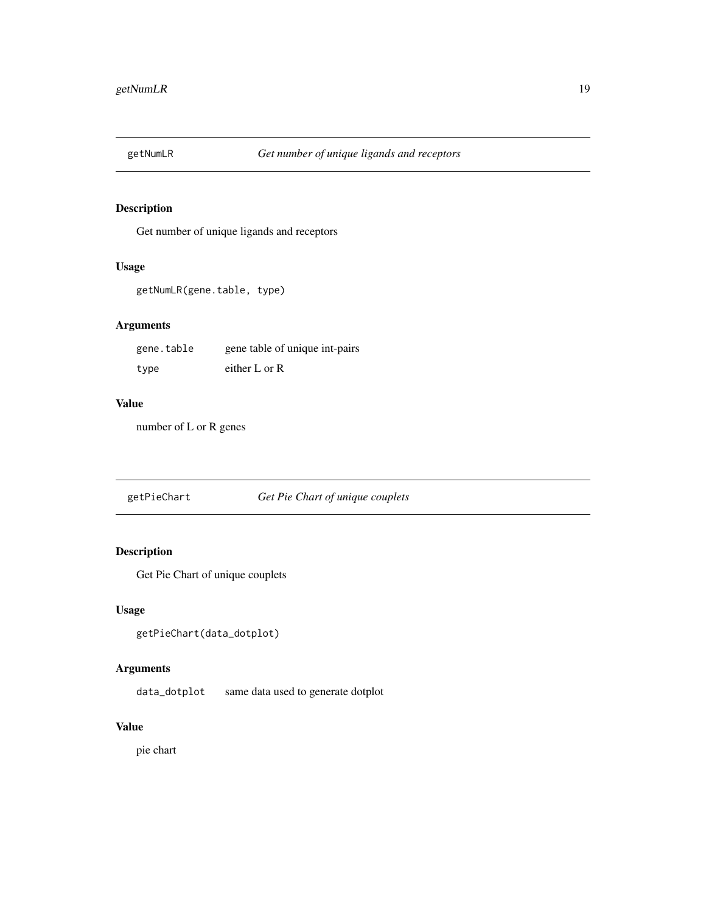## getNumLR *Get number of unique ligands and receptors*

### Description

Get number of unique ligands and receptors

### Usage

```
getNumLR(gene.table, type)
```

### Arguments

| | |
|---|---|
| gene.table | gene table of unique int-pairs |
| type | either L or R |

### Value

number of L or R genes

## getPieChart *Get Pie Chart of unique couplets*

### Description

Get Pie Chart of unique couplets

### Usage

```
getPieChart(data_dotplot)
```

### Arguments

| | |
|---|---|
| data_dotplot | same data used to generate dotplot |

### Value

pie chart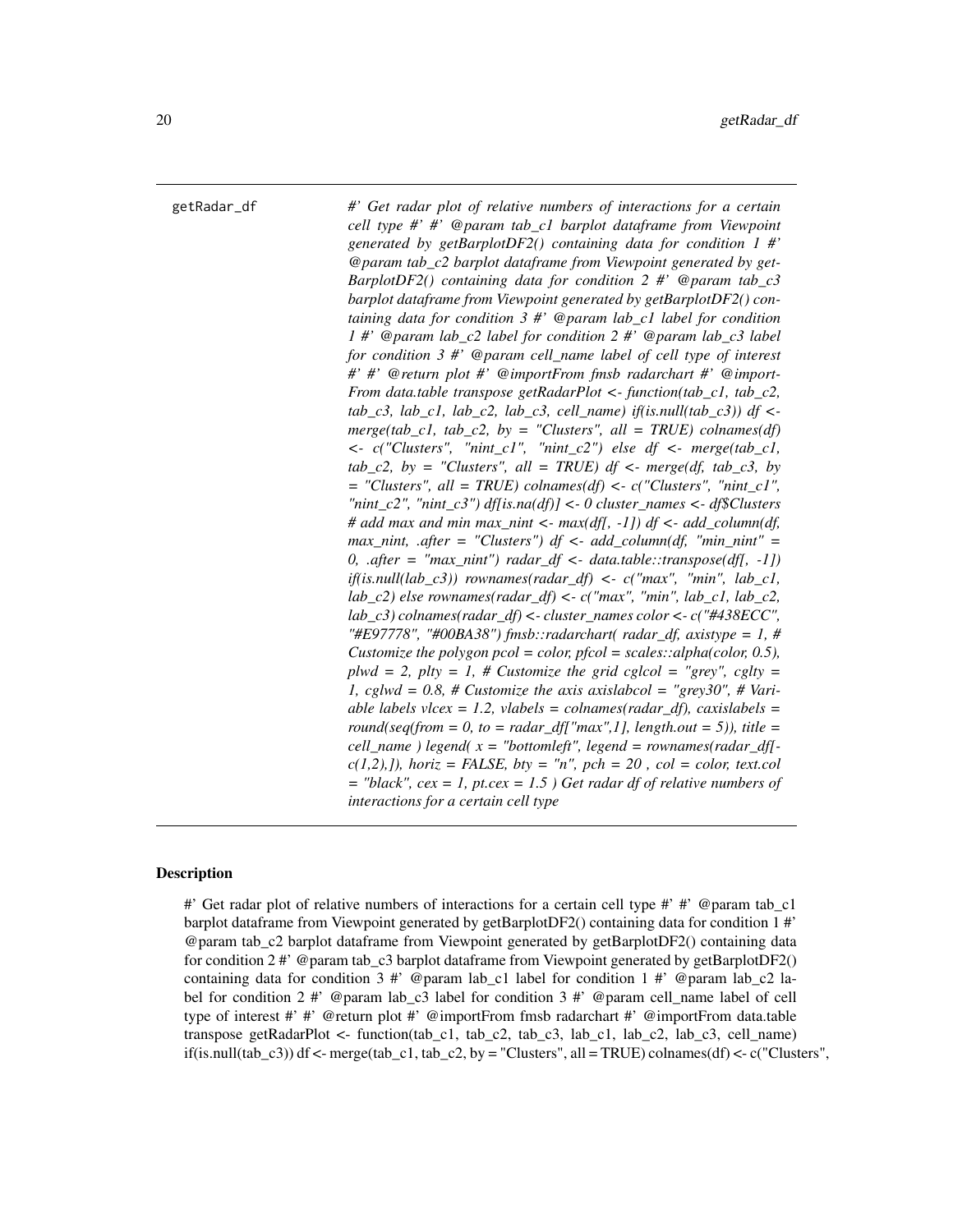getRadar_df *#' Get radar plot of relative numbers of interactions for a certain cell type #' #' @param tab_c1 barplot dataframe from Viewpoint generated by getBarplotDF2() containing data for condition 1 #' @param tab_c2 barplot dataframe from Viewpoint generated by getBarplotDF2() containing data for condition 2 #' @param tab_c3 barplot dataframe from Viewpoint generated by getBarplotDF2() containing data for condition 3 #' @param lab_c1 label for condition 1 #' @param lab_c2 label for condition 2 #' @param lab_c3 label for condition 3 #' @param cell_name label of cell type of interest #' #' @return plot #' @importFrom fmsb radarchart #' @importFrom data.table transpose getRadarPlot <- function(tab_c1, tab_c2, tab_c3, lab_c1, lab_c2, lab_c3, cell_name) if(is.null(tab_c3)) df <- merge(tab_c1, tab_c2, by = "Clusters", all = TRUE) colnames(df) <- c("Clusters", "nint_c1", "nint_c2") else df <- merge(tab_c1, tab_c2, by = "Clusters", all = TRUE) df <- merge(df, tab_c3, by = "Clusters", all = TRUE) colnames(df) <- c("Clusters", "nint_c1", "nint_c2", "nint_c3") df[is.na(df)] <- 0 cluster_names <- df$Clusters # add max and min max_nint <- max(df[, -1]) df <- add_column(df, max_nint, .after = "Clusters") df <- add_column(df, "min_nint" = 0, .after = "max_nint") radar_df <- data.table::transpose(df[, -1]) if(is.null(lab_c3)) rownames(radar_df) <- c("max", "min", lab_c1, lab_c2) else rownames(radar_df) <- c("max", "min", lab_c1, lab_c2, lab_c3) colnames(radar_df) <- cluster_names color <- c("#438ECC", "#E97778", "#00BA38") fmsb::radarchart( radar_df, axistype = 1, # Customize the polygon pcol = color, pfcol = scales::alpha(color, 0.5), plwd = 2, plty = 1, # Customize the grid cglcol = "grey", cglty = 1, cglwd = 0.8, # Customize the axis axislabcol = "grey30", # Variable labels vlcex = 1.2, vlabels = colnames(radar_df), caxislabels = round(seq(from = 0, to = radar_df["max",1], length.out = 5)), title = cell_name ) legend( x = "bottomleft", legend = rownames(radar_df[-c(1,2),]), horiz = FALSE, bty = "n", pch = 20 , col = color, text.col = "black", cex = 1, pt.cex = 1.5 ) Get radar df of relative numbers of interactions for a certain cell type*

## Description

#' Get radar plot of relative numbers of interactions for a certain cell type #' #' @param tab_c1 barplot dataframe from Viewpoint generated by getBarplotDF2() containing data for condition 1 #' @param tab_c2 barplot dataframe from Viewpoint generated by getBarplotDF2() containing data for condition 2 #' @param tab_c3 barplot dataframe from Viewpoint generated by getBarplotDF2() containing data for condition 3 #' @param lab_c1 label for condition 1 #' @param lab_c2 label for condition 2 #' @param lab_c3 label for condition 3 #' @param cell_name label of cell type of interest #' #' @return plot #' @importFrom fmsb radarchart #' @importFrom data.table transpose getRadarPlot <- function(tab_c1, tab_c2, tab_c3, lab_c1, lab_c2, lab_c3, cell_name) if(is.null(tab_c3)) df <- merge(tab_c1, tab_c2, by = "Clusters", all = TRUE) colnames(df) <- c("Clusters",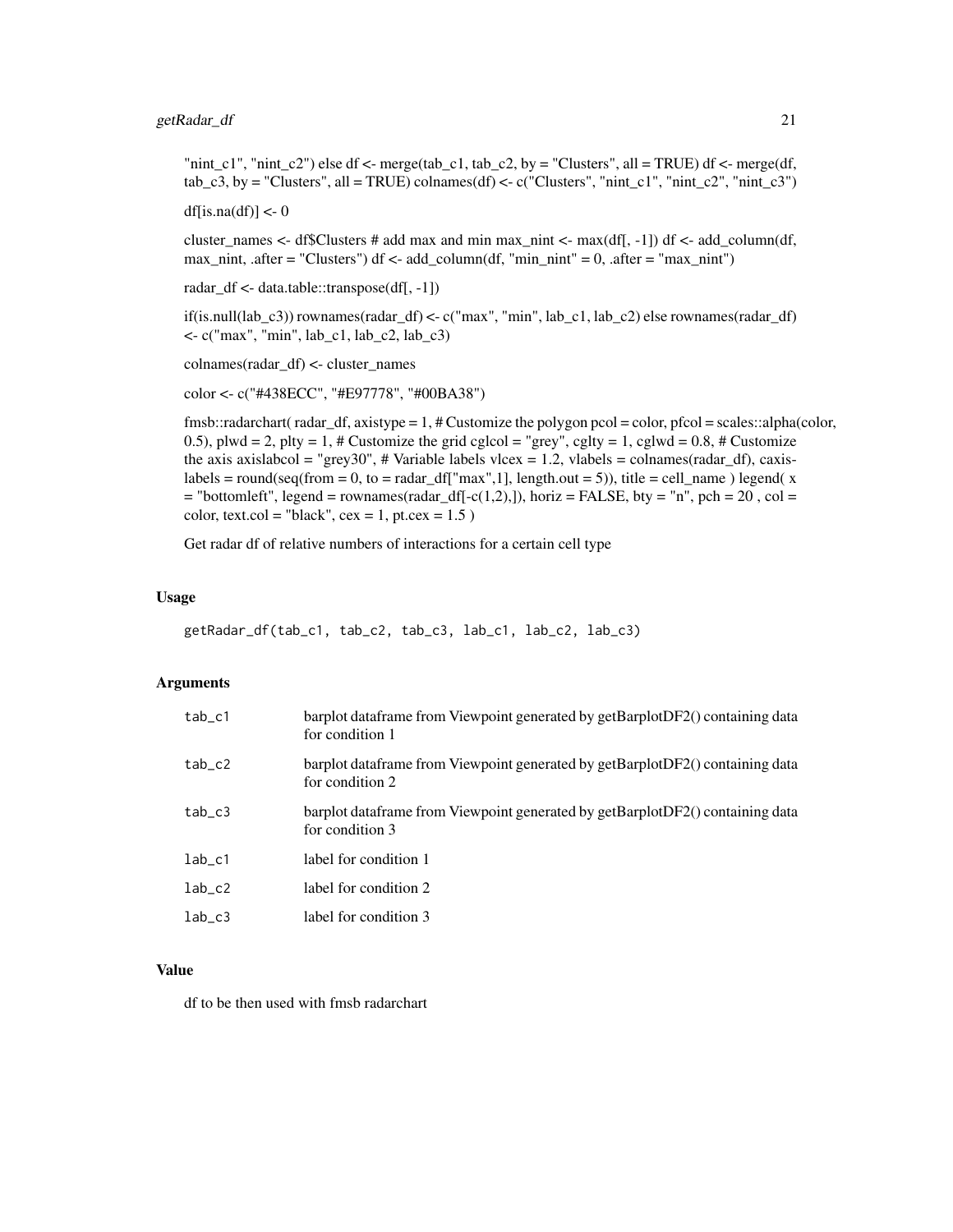"nint_c1", "nint_c2") else df <- merge(tab_c1, tab_c2, by = "Clusters", all = TRUE) df <- merge(df, tab_c3, by = "Clusters", all = TRUE) colnames(df) <- c("Clusters", "nint_c1", "nint_c2", "nint_c3")

df[is.na(df)] <- 0

cluster_names <- df$Clusters # add max and min max_nint <- max(df[, -1]) df <- add_column(df, max_nint, .after = "Clusters") df <- add_column(df, "min_nint" = 0, .after = "max_nint")

radar_df <- data.table::transpose(df[, -1])

if(is.null(lab_c3)) rownames(radar_df) <- c("max", "min", lab_c1, lab_c2) else rownames(radar_df) <- c("max", "min", lab_c1, lab_c2, lab_c3)

colnames(radar_df) <- cluster_names

color <- c("#438ECC", "#E97778", "#00BA38")

fmsb::radarchart( radar_df, axistype = 1, # Customize the polygon pcol = color, pfcol = scales::alpha(color, 0.5), plwd = 2, plty = 1, # Customize the grid cglcol = "grey", cglty = 1, cglwd = 0.8, # Customize the axis axislabcol = "grey30", # Variable labels vlcex = 1.2, vlabels = colnames(radar_df), caxislabels = round(seq(from = 0, to = radar_df["max",1], length.out = 5)), title = cell_name ) legend( x = "bottomleft", legend = rownames(radar_df[-c(1,2),]), horiz = FALSE, bty = "n", pch = 20 , col = color, text.col = "black", cex = 1, pt.cex = 1.5 )

Get radar df of relative numbers of interactions for a certain cell type

### Usage

```
getRadar_df(tab_c1, tab_c2, tab_c3, lab_c1, lab_c2, lab_c3)
```

### Arguments

| | |
|---|---|
| tab_c1 | barplot dataframe from Viewpoint generated by getBarplotDF2() containing data for condition 1 |
| tab_c2 | barplot dataframe from Viewpoint generated by getBarplotDF2() containing data for condition 2 |
| tab_c3 | barplot dataframe from Viewpoint generated by getBarplotDF2() containing data for condition 3 |
| lab_c1 | label for condition 1 |
| lab_c2 | label for condition 2 |
| lab_c3 | label for condition 3 |

### Value

df to be then used with fmsb radarchart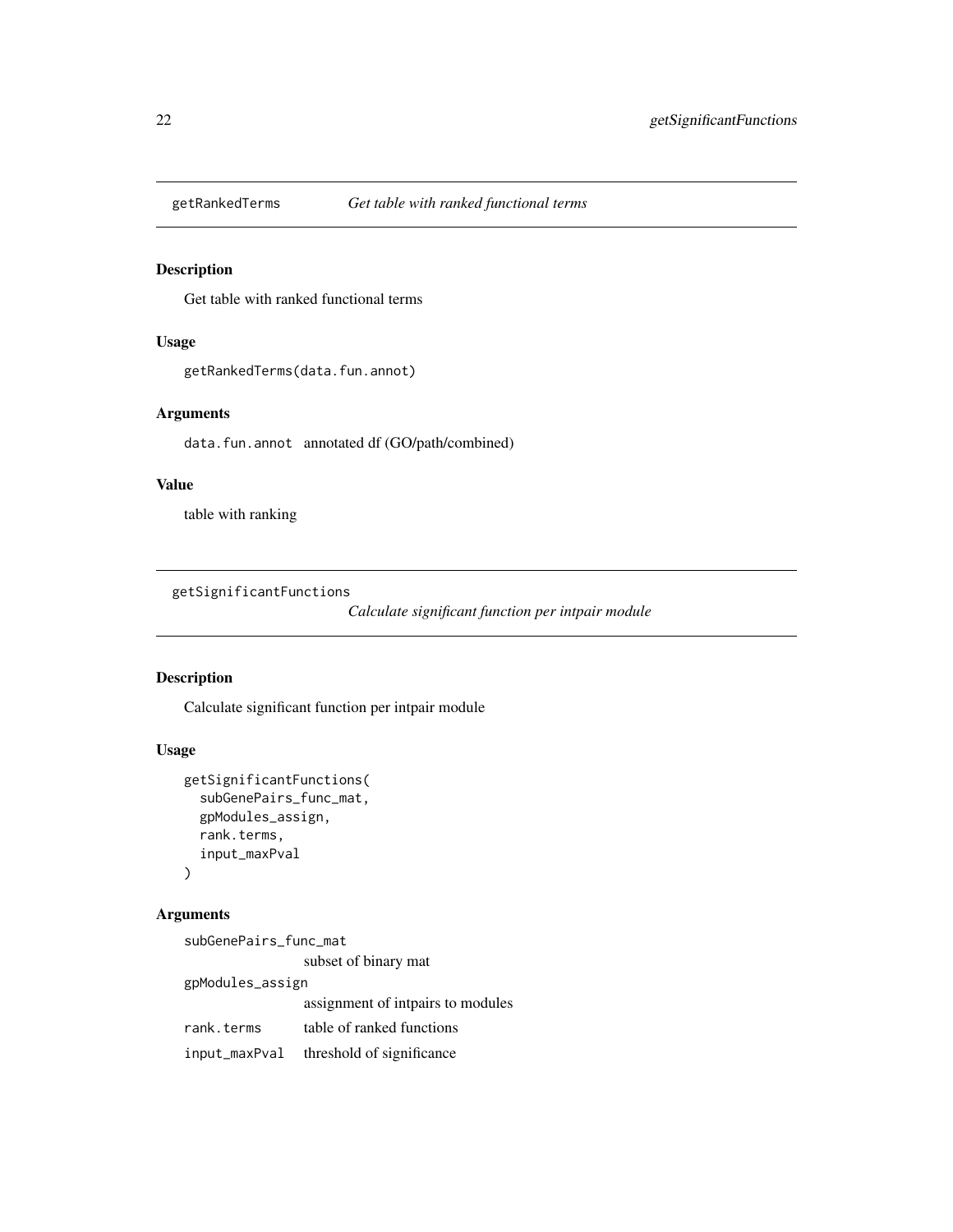## getRankedTerms *Get table with ranked functional terms*

### Description

Get table with ranked functional terms

### Usage

```
getRankedTerms(data.fun.annot)
```

### Arguments

| | |
|---|---|
| data.fun.annot | annotated df (GO/path/combined) |

### Value

table with ranking

## getSignificantFunctions *Calculate significant function per intpair module*

### Description

Calculate significant function per intpair module

### Usage

```
getSignificantFunctions(
  subGenePairs_func_mat,
  gpModules_assign,
  rank.terms,
  input_maxPval
)
```

### Arguments

| | |
|---|---|
| subGenePairs_func_mat | subset of binary mat |
| gpModules_assign | assignment of intpairs to modules |
| rank.terms | table of ranked functions |
| input_maxPval | threshold of significance |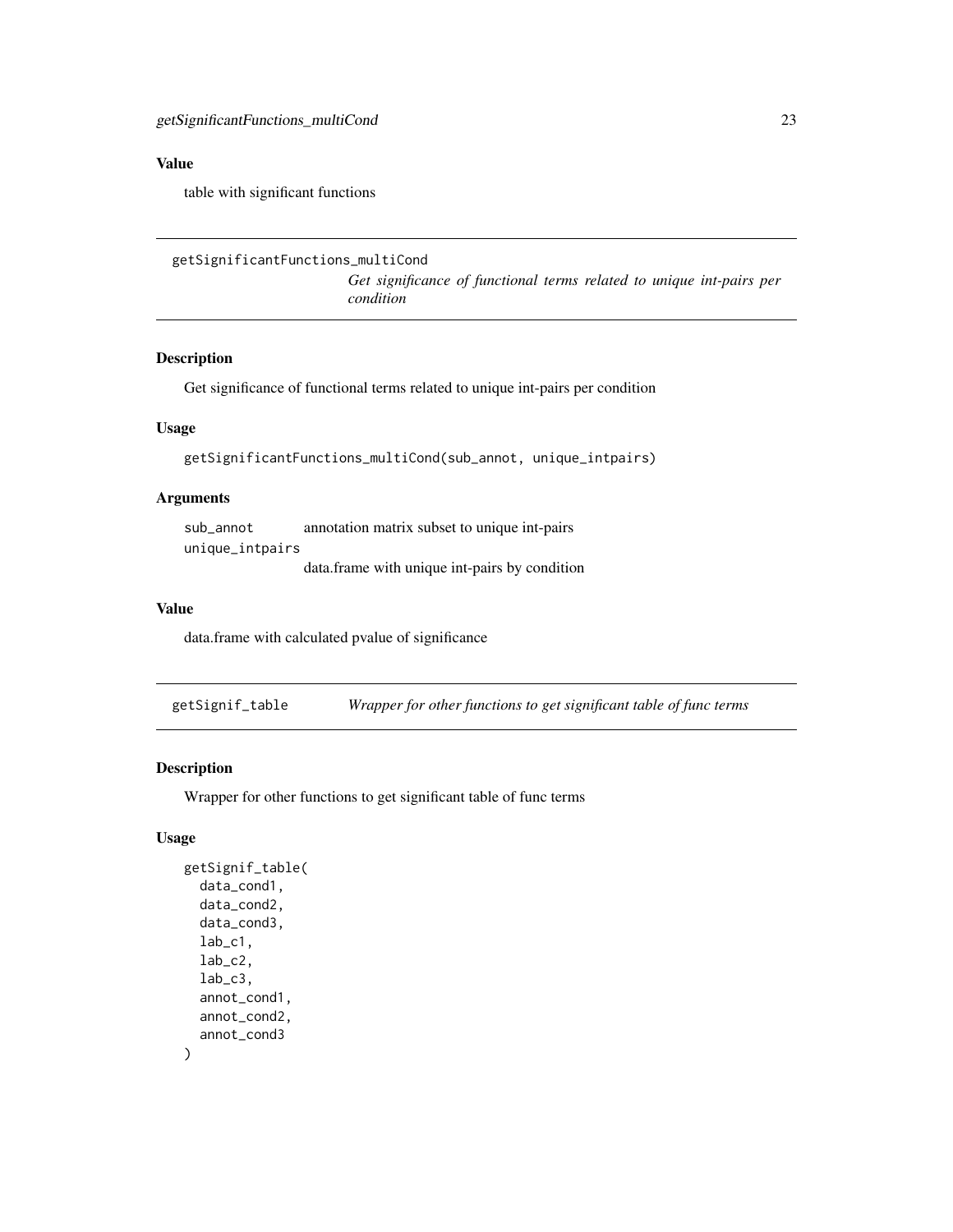### Value

table with significant functions

---

## getSignificantFunctions_multiCond

*Get significance of functional terms related to unique int-pairs per condition*

### Description

Get significance of functional terms related to unique int-pairs per condition

### Usage

```
getSignificantFunctions_multiCond(sub_annot, unique_intpairs)
```

### Arguments

| | |
|---|---|
| sub_annot | annotation matrix subset to unique int-pairs |
| unique_intpairs | data.frame with unique int-pairs by condition |

### Value

data.frame with calculated pvalue of significance

---

## getSignif_table

*Wrapper for other functions to get significant table of func terms*

### Description

Wrapper for other functions to get significant table of func terms

### Usage

```
getSignif_table(
  data_cond1,
  data_cond2,
  data_cond3,
  lab_c1,
  lab_c2,
  lab_c3,
  annot_cond1,
  annot_cond2,
  annot_cond3
)
```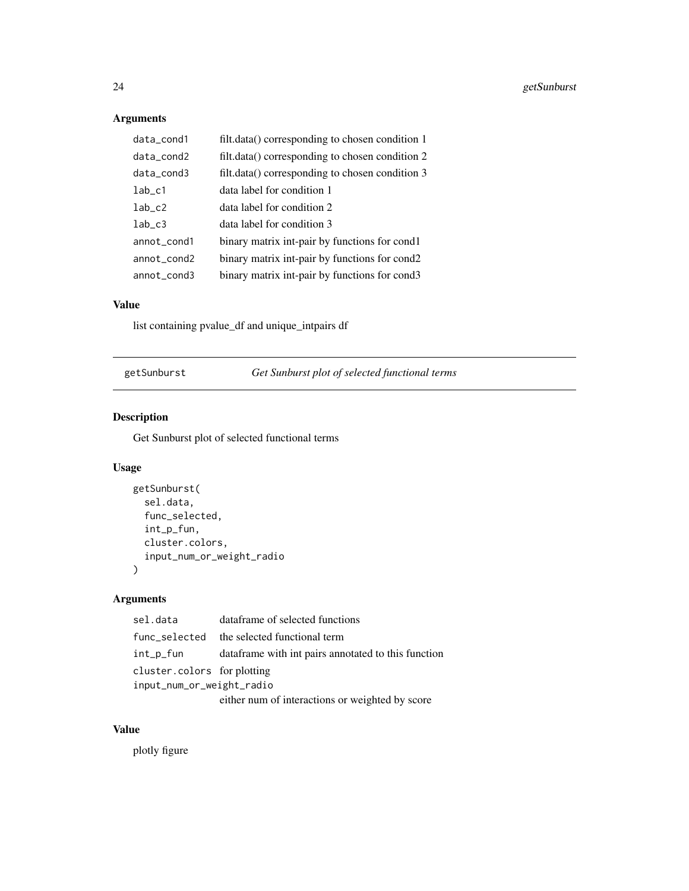## Arguments

| | |
|---|---|
| data_cond1 | filt.data() corresponding to chosen condition 1 |
| data_cond2 | filt.data() corresponding to chosen condition 2 |
| data_cond3 | filt.data() corresponding to chosen condition 3 |
| lab_c1 | data label for condition 1 |
| lab_c2 | data label for condition 2 |
| lab_c3 | data label for condition 3 |
| annot_cond1 | binary matrix int-pair by functions for cond1 |
| annot_cond2 | binary matrix int-pair by functions for cond2 |
| annot_cond3 | binary matrix int-pair by functions for cond3 |

## Value

list containing pvalue_df and unique_intpairs df

---

# getSunburst — *Get Sunburst plot of selected functional terms*

## Description

Get Sunburst plot of selected functional terms

## Usage

```
getSunburst(
  sel.data,
  func_selected,
  int_p_fun,
  cluster.colors,
  input_num_or_weight_radio
)
```

## Arguments

| | |
|---|---|
| sel.data | dataframe of selected functions |
| func_selected | the selected functional term |
| int_p_fun | dataframe with int pairs annotated to this function |
| cluster.colors | for plotting |
| input_num_or_weight_radio | either num of interactions or weighted by score |

## Value

plotly figure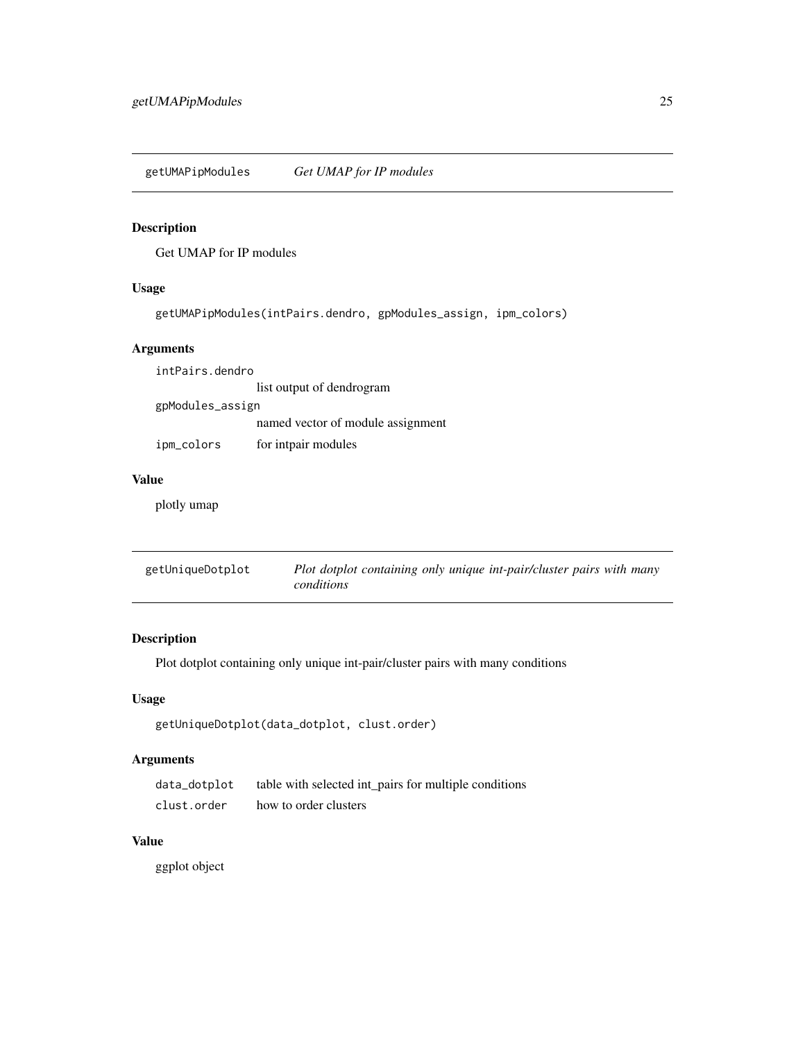## getUMAPipModules *Get UMAP for IP modules*

### Description

Get UMAP for IP modules

### Usage

```
getUMAPipModules(intPairs.dendro, gpModules_assign, ipm_colors)
```

### Arguments

| | |
|---|---|
| intPairs.dendro | list output of dendrogram |
| gpModules_assign | named vector of module assignment |
| ipm_colors | for intpair modules |

### Value

plotly umap

## getUniqueDotplot *Plot dotplot containing only unique int-pair/cluster pairs with many conditions*

### Description

Plot dotplot containing only unique int-pair/cluster pairs with many conditions

### Usage

```
getUniqueDotplot(data_dotplot, clust.order)
```

### Arguments

| | |
|---|---|
| data_dotplot | table with selected int_pairs for multiple conditions |
| clust.order | how to order clusters |

### Value

ggplot object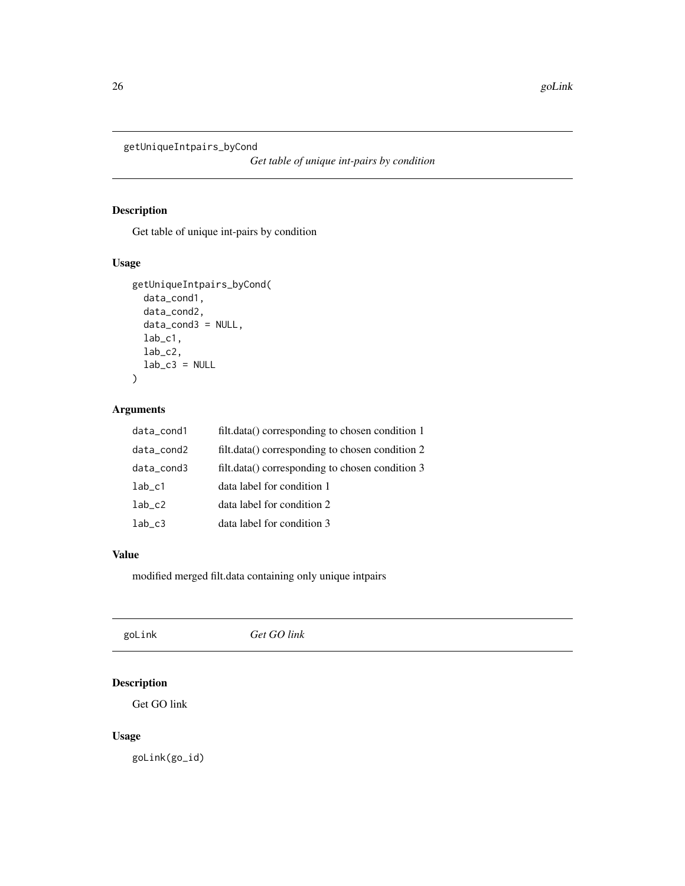## getUniqueIntpairs_byCond

*Get table of unique int-pairs by condition*

### Description

Get table of unique int-pairs by condition

### Usage

```
getUniqueIntpairs_byCond(
  data_cond1,
  data_cond2,
  data_cond3 = NULL,
  lab_c1,
  lab_c2,
  lab_c3 = NULL
)
```

### Arguments

| | |
|---|---|
| data_cond1 | filt.data() corresponding to chosen condition 1 |
| data_cond2 | filt.data() corresponding to chosen condition 2 |
| data_cond3 | filt.data() corresponding to chosen condition 3 |
| lab_c1 | data label for condition 1 |
| lab_c2 | data label for condition 2 |
| lab_c3 | data label for condition 3 |

### Value

modified merged filt.data containing only unique intpairs

## goLink

*Get GO link*

### Description

Get GO link

### Usage

```
goLink(go_id)
```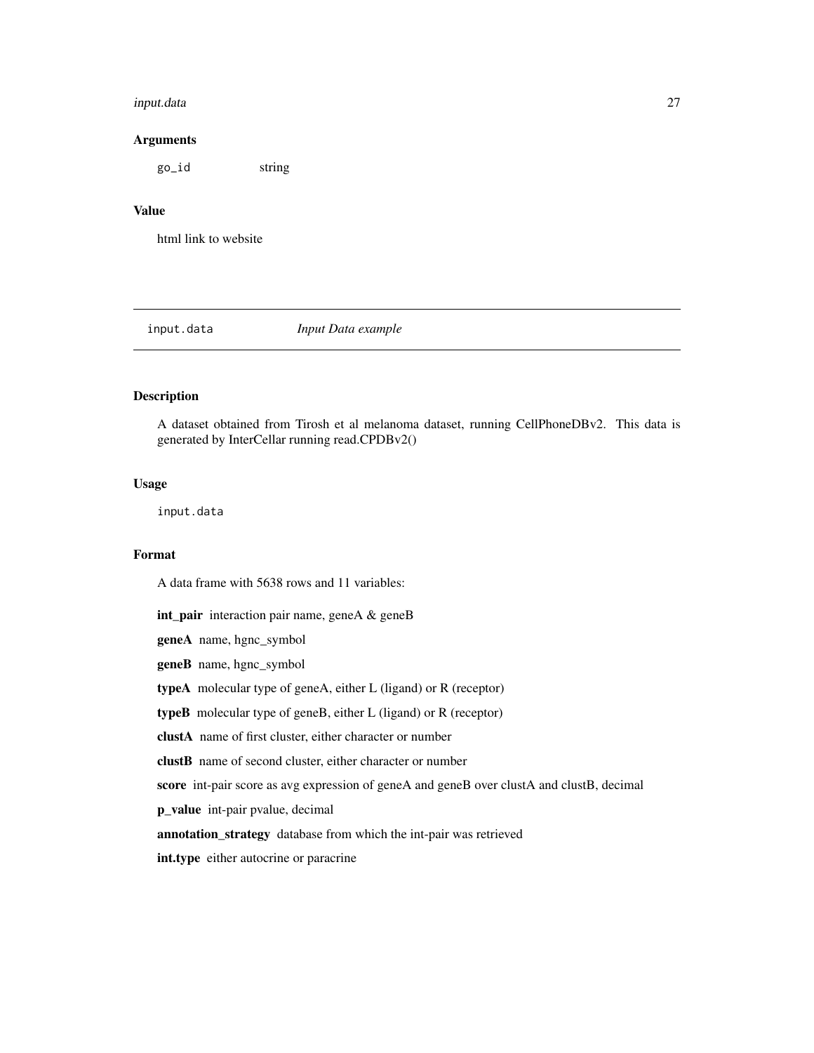## Arguments

go_id string

## Value

html link to website

---

# input.data *Input Data example*

---

## Description

A dataset obtained from Tirosh et al melanoma dataset, running CellPhoneDBv2. This data is generated by InterCellar running read.CPDBv2()

## Usage

```
input.data
```

## Format

A data frame with 5638 rows and 11 variables:

**int_pair** interaction pair name, geneA & geneB

**geneA** name, hgnc_symbol

**geneB** name, hgnc_symbol

**typeA** molecular type of geneA, either L (ligand) or R (receptor)

**typeB** molecular type of geneB, either L (ligand) or R (receptor)

**clustA** name of first cluster, either character or number

**clustB** name of second cluster, either character or number

**score** int-pair score as avg expression of geneA and geneB over clustA and clustB, decimal

**p_value** int-pair pvalue, decimal

**annotation_strategy** database from which the int-pair was retrieved

**int.type** either autocrine or paracrine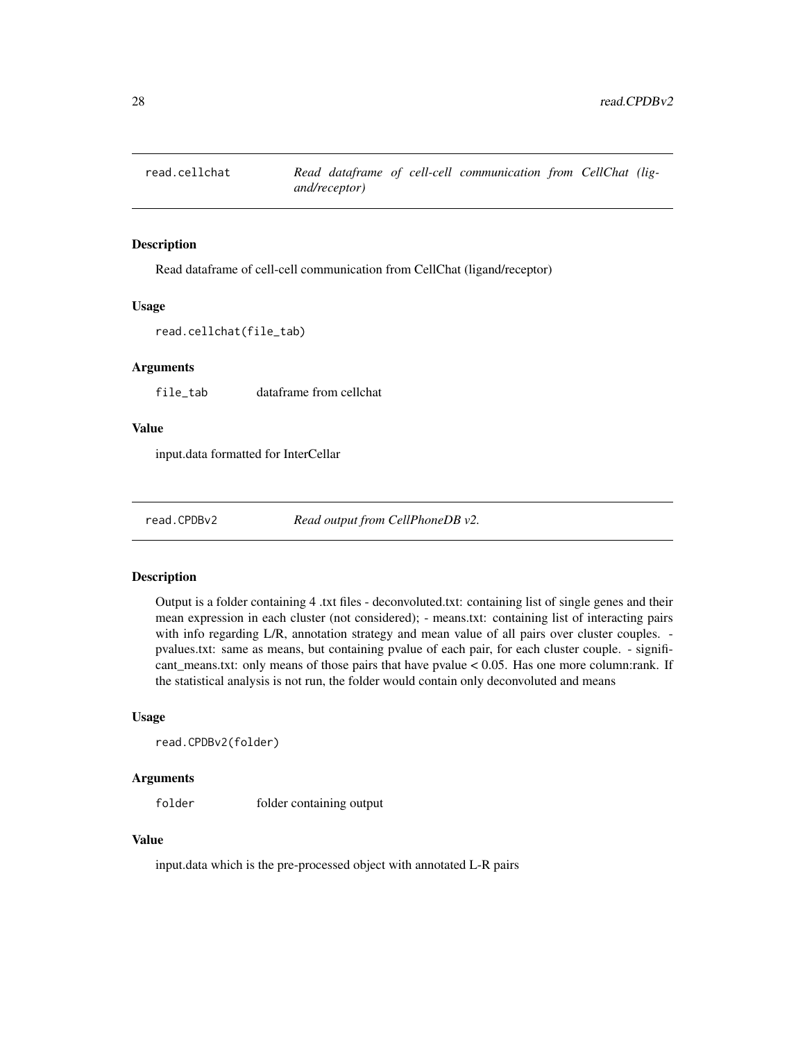## read.cellchat *Read dataframe of cell-cell communication from CellChat (ligand/receptor)*

### Description

Read dataframe of cell-cell communication from CellChat (ligand/receptor)

### Usage

```
read.cellchat(file_tab)
```

### Arguments

`file_tab` dataframe from cellchat

### Value

input.data formatted for InterCellar

## read.CPDBv2 *Read output from CellPhoneDB v2.*

### Description

Output is a folder containing 4 .txt files - deconvoluted.txt: containing list of single genes and their mean expression in each cluster (not considered); - means.txt: containing list of interacting pairs with info regarding L/R, annotation strategy and mean value of all pairs over cluster couples. - pvalues.txt: same as means, but containing pvalue of each pair, for each cluster couple. - significant_means.txt: only means of those pairs that have pvalue < 0.05. Has one more column:rank. If the statistical analysis is not run, the folder would contain only deconvoluted and means

### Usage

```
read.CPDBv2(folder)
```

### Arguments

`folder` folder containing output

### Value

input.data which is the pre-processed object with annotated L-R pairs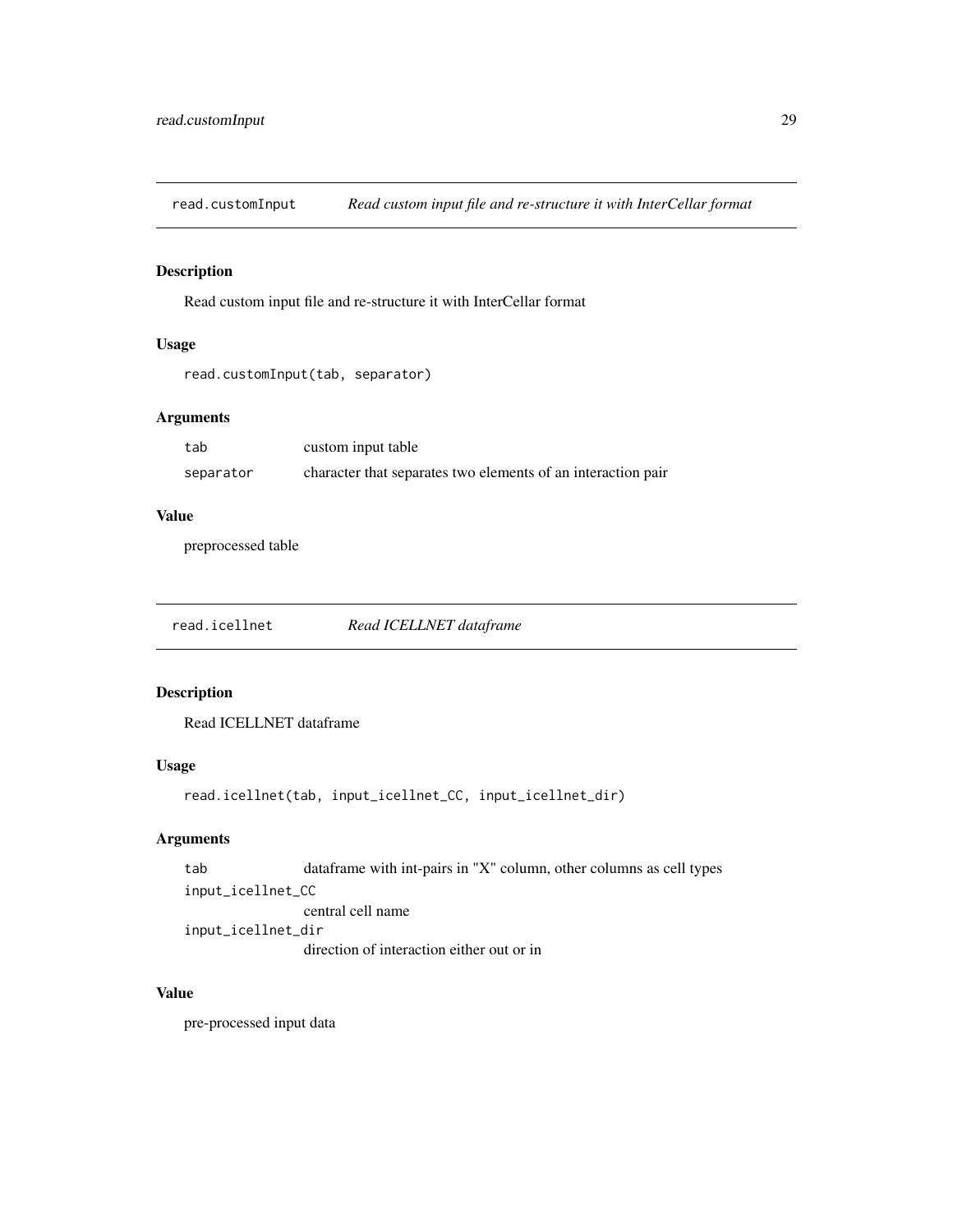## read.customInput — *Read custom input file and re-structure it with InterCellar format*

### Description

Read custom input file and re-structure it with InterCellar format

### Usage

```
read.customInput(tab, separator)
```

### Arguments

| | |
|---|---|
| tab | custom input table |
| separator | character that separates two elements of an interaction pair |

### Value

preprocessed table

## read.icellnet — *Read ICELLNET dataframe*

### Description

Read ICELLNET dataframe

### Usage

```
read.icellnet(tab, input_icellnet_CC, input_icellnet_dir)
```

### Arguments

| | |
|---|---|
| tab | dataframe with int-pairs in "X" column, other columns as cell types |
| input_icellnet_CC | central cell name |
| input_icellnet_dir | direction of interaction either out or in |

### Value

pre-processed input data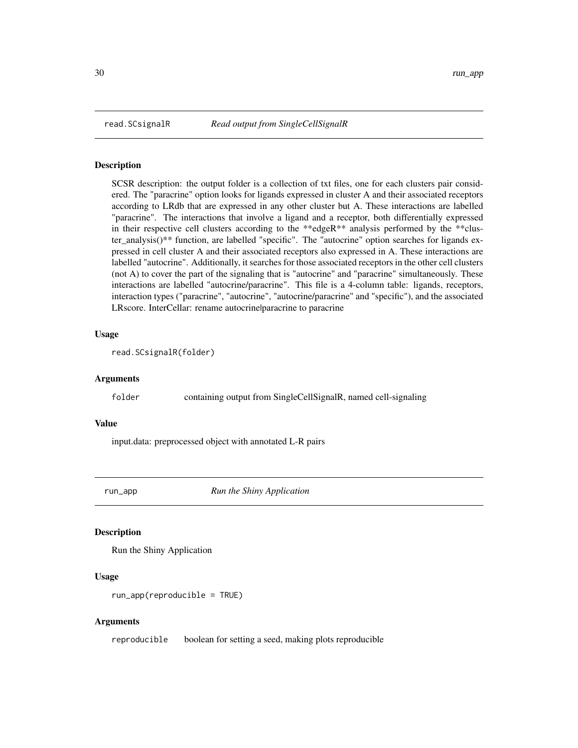## read.SCsignalR *Read output from SingleCellSignalR*

### Description

SCSR description: the output folder is a collection of txt files, one for each clusters pair considered. The "paracrine" option looks for ligands expressed in cluster A and their associated receptors according to LRdb that are expressed in any other cluster but A. These interactions are labelled "paracrine". The interactions that involve a ligand and a receptor, both differentially expressed in their respective cell clusters according to the **edgeR** analysis performed by the **cluster_analysis()** function, are labelled "specific". The "autocrine" option searches for ligands expressed in cell cluster A and their associated receptors also expressed in A. These interactions are labelled "autocrine". Additionally, it searches for those associated receptors in the other cell clusters (not A) to cover the part of the signaling that is "autocrine" and "paracrine" simultaneously. These interactions are labelled "autocrine/paracrine". This file is a 4-column table: ligands, receptors, interaction types ("paracrine", "autocrine", "autocrine/paracrine" and "specific"), and the associated LRscore. InterCellar: rename autocrine|paracrine to paracrine

### Usage

```
read.SCsignalR(folder)
```

### Arguments

| | |
|---|---|
| folder | containing output from SingleCellSignalR, named cell-signaling |

### Value

input.data: preprocessed object with annotated L-R pairs

## run_app *Run the Shiny Application*

### Description

Run the Shiny Application

### Usage

```
run_app(reproducible = TRUE)
```

### Arguments

| | |
|---|---|
| reproducible | boolean for setting a seed, making plots reproducible |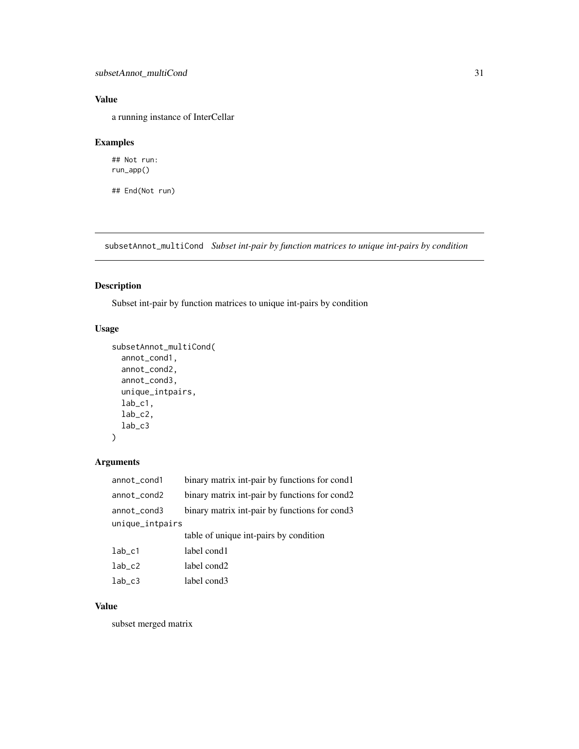## Value

a running instance of InterCellar

## Examples

```
## Not run:
run_app()

## End(Not run)
```

---

# subsetAnnot_multiCond    *Subset int-pair by function matrices to unique int-pairs by condition*

---

## Description

Subset int-pair by function matrices to unique int-pairs by condition

## Usage

```
subsetAnnot_multiCond(
  annot_cond1,
  annot_cond2,
  annot_cond3,
  unique_intpairs,
  lab_c1,
  lab_c2,
  lab_c3
)
```

## Arguments

| | |
|---|---|
| annot_cond1 | binary matrix int-pair by functions for cond1 |
| annot_cond2 | binary matrix int-pair by functions for cond2 |
| annot_cond3 | binary matrix int-pair by functions for cond3 |
| unique_intpairs | table of unique int-pairs by condition |
| lab_c1 | label cond1 |
| lab_c2 | label cond2 |
| lab_c3 | label cond3 |

## Value

subset merged matrix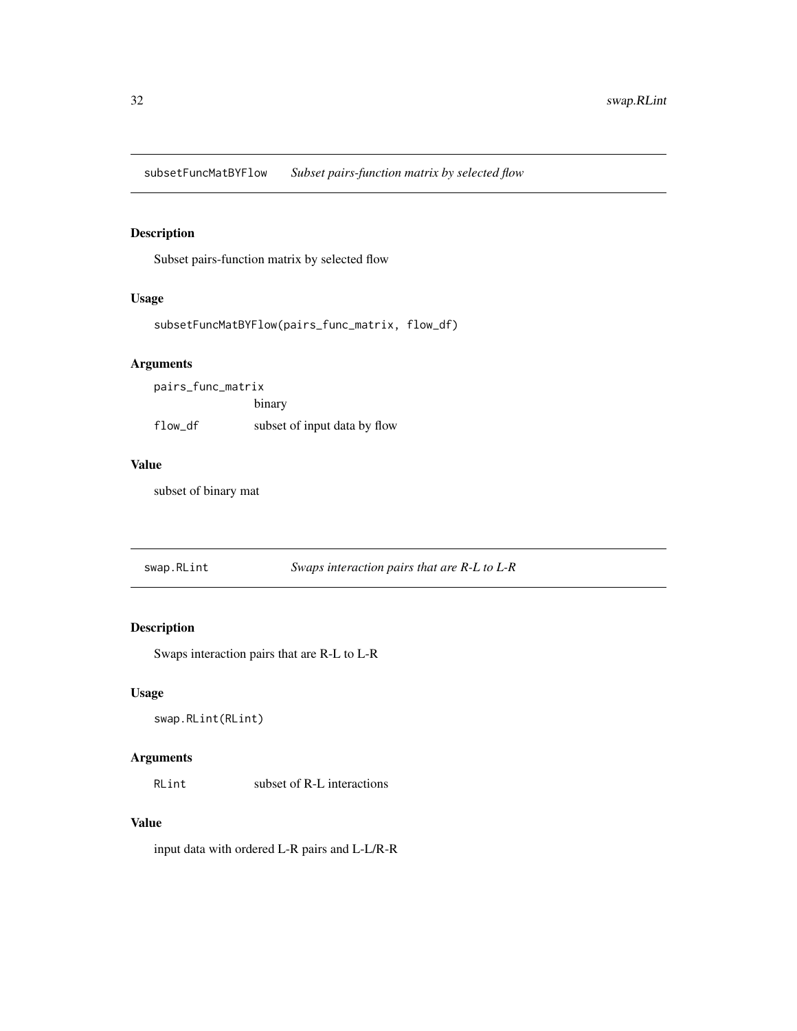## subsetFuncMatBYFlow — *Subset pairs-function matrix by selected flow*

### Description

Subset pairs-function matrix by selected flow

### Usage

```
subsetFuncMatBYFlow(pairs_func_matrix, flow_df)
```

### Arguments

| | |
|---|---|
| pairs_func_matrix | binary |
| flow_df | subset of input data by flow |

### Value

subset of binary mat

## swap.RLint — *Swaps interaction pairs that are R-L to L-R*

### Description

Swaps interaction pairs that are R-L to L-R

### Usage

```
swap.RLint(RLint)
```

### Arguments

| | |
|---|---|
| RLint | subset of R-L interactions |

### Value

input data with ordered L-R pairs and L-L/R-R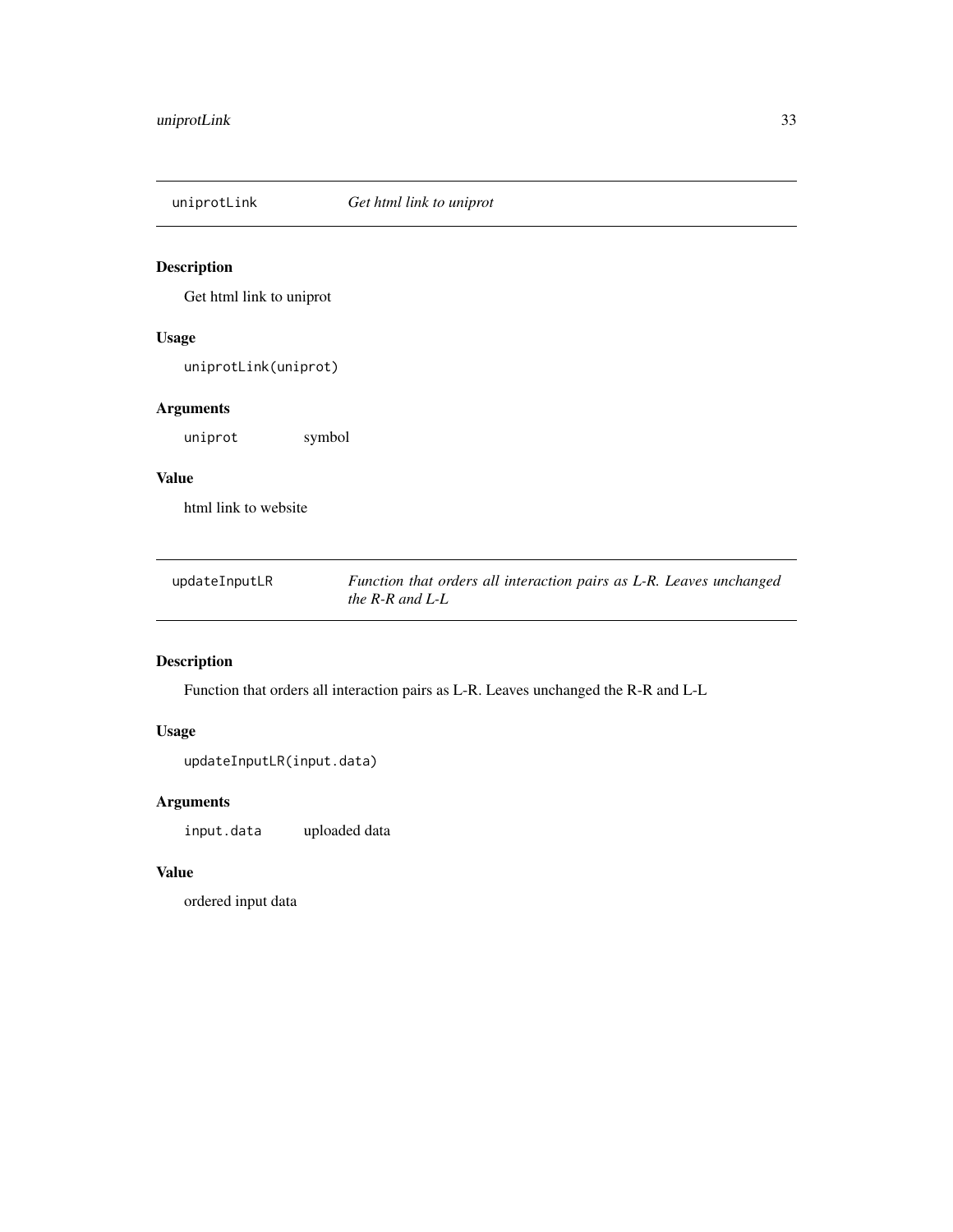## uniprotLink — *Get html link to uniprot*

### Description

Get html link to uniprot

### Usage

```
uniprotLink(uniprot)
```

### Arguments

| | |
|---|---|
| `uniprot` | symbol |

### Value

html link to website

## updateInputLR — *Function that orders all interaction pairs as L-R. Leaves unchanged the R-R and L-L*

### Description

Function that orders all interaction pairs as L-R. Leaves unchanged the R-R and L-L

### Usage

```
updateInputLR(input.data)
```

### Arguments

| | |
|---|---|
| `input.data` | uploaded data |

### Value

ordered input data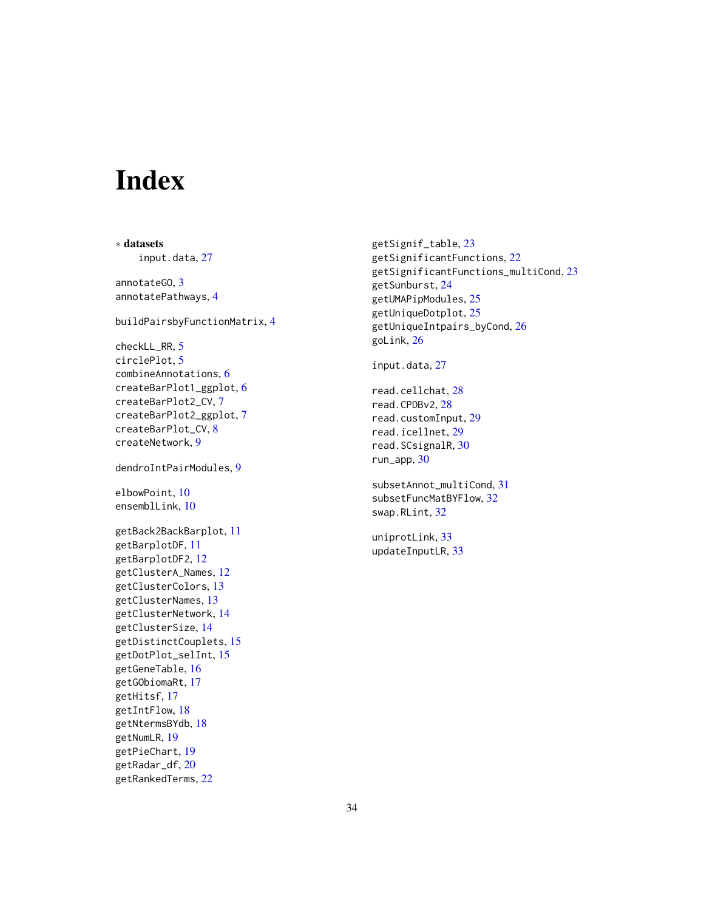# Index

∗ **datasets**
input.data, 27

annotateGO, 3
annotatePathways, 4

buildPairsbyFunctionMatrix, 4

checkLL_RR, 5
circlePlot, 5
combineAnnotations, 6
createBarPlot1_ggplot, 6
createBarPlot2_CV, 7
createBarPlot2_ggplot, 7
createBarPlot_CV, 8
createNetwork, 9

dendroIntPairModules, 9

elbowPoint, 10
ensemblLink, 10

getBack2BackBarplot, 11
getBarplotDF, 11
getBarplotDF2, 12
getClusterA_Names, 12
getClusterColors, 13
getClusterNames, 13
getClusterNetwork, 14
getClusterSize, 14
getDistinctCouplets, 15
getDotPlot_selInt, 15
getGeneTable, 16
getGObiomaRt, 17
getHitsf, 17
getIntFlow, 18
getNtermsBYdb, 18
getNumLR, 19
getPieChart, 19
getRadar_df, 20
getRankedTerms, 22
getSignif_table, 23
getSignificantFunctions, 22
getSignificantFunctions_multiCond, 23
getSunburst, 24
getUMAPipModules, 25
getUniqueDotplot, 25
getUniqueIntpairs_byCond, 26
goLink, 26

input.data, 27

read.cellchat, 28
read.CPDBv2, 28
read.customInput, 29
read.icellnet, 29
read.SCsignalR, 30
run_app, 30

subsetAnnot_multiCond, 31
subsetFuncMatBYFlow, 32
swap.RLint, 32

uniprotLink, 33
updateInputLR, 33